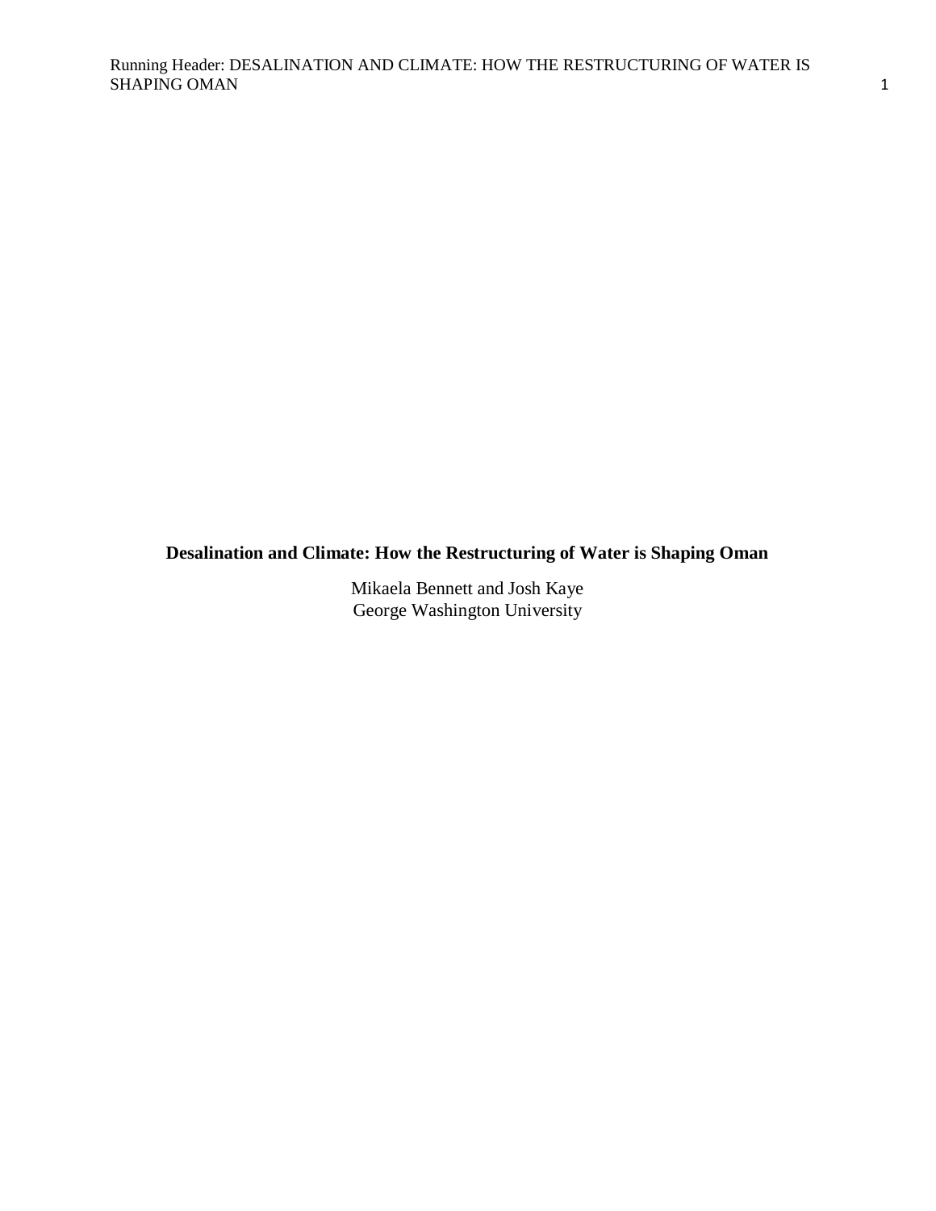**Desalination and Climate: How the Restructuring of Water is Shaping Oman**

Mikaela Bennett and Josh Kaye
George Washington University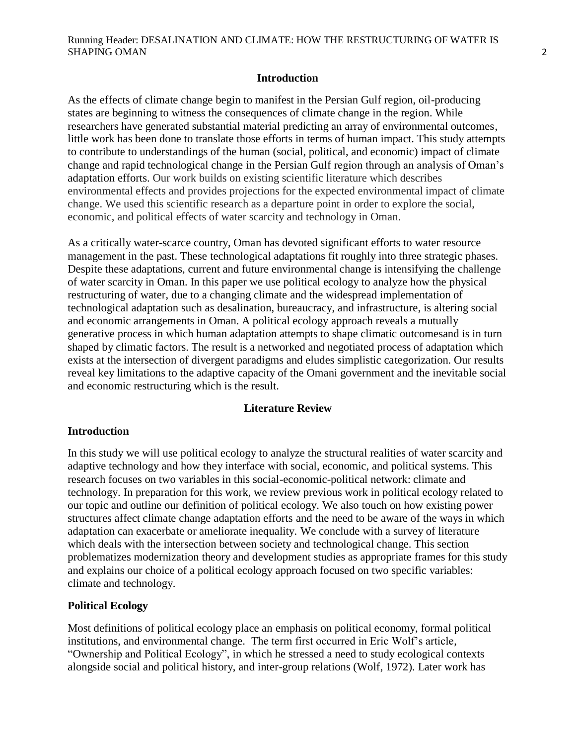## Introduction

As the effects of climate change begin to manifest in the Persian Gulf region, oil-producing states are beginning to witness the consequences of climate change in the region. While researchers have generated substantial material predicting an array of environmental outcomes, little work has been done to translate those efforts in terms of human impact. This study attempts to contribute to understandings of the human (social, political, and economic) impact of climate change and rapid technological change in the Persian Gulf region through an analysis of Oman's adaptation efforts. Our work builds on existing scientific literature which describes environmental effects and provides projections for the expected environmental impact of climate change. We used this scientific research as a departure point in order to explore the social, economic, and political effects of water scarcity and technology in Oman.

As a critically water-scarce country, Oman has devoted significant efforts to water resource management in the past. These technological adaptations fit roughly into three strategic phases. Despite these adaptations, current and future environmental change is intensifying the challenge of water scarcity in Oman. In this paper we use political ecology to analyze how the physical restructuring of water, due to a changing climate and the widespread implementation of technological adaptation such as desalination, bureaucracy, and infrastructure, is altering social and economic arrangements in Oman. A political ecology approach reveals a mutually generative process in which human adaptation attempts to shape climatic outcomesand is in turn shaped by climatic factors. The result is a networked and negotiated process of adaptation which exists at the intersection of divergent paradigms and eludes simplistic categorization. Our results reveal key limitations to the adaptive capacity of the Omani government and the inevitable social and economic restructuring which is the result.

## Literature Review

### Introduction

In this study we will use political ecology to analyze the structural realities of water scarcity and adaptive technology and how they interface with social, economic, and political systems. This research focuses on two variables in this social-economic-political network: climate and technology. In preparation for this work, we review previous work in political ecology related to our topic and outline our definition of political ecology. We also touch on how existing power structures affect climate change adaptation efforts and the need to be aware of the ways in which adaptation can exacerbate or ameliorate inequality. We conclude with a survey of literature which deals with the intersection between society and technological change. This section problematizes modernization theory and development studies as appropriate frames for this study and explains our choice of a political ecology approach focused on two specific variables: climate and technology.

### Political Ecology

Most definitions of political ecology place an emphasis on political economy, formal political institutions, and environmental change. The term first occurred in Eric Wolf's article, "Ownership and Political Ecology", in which he stressed a need to study ecological contexts alongside social and political history, and inter-group relations (Wolf, 1972). Later work has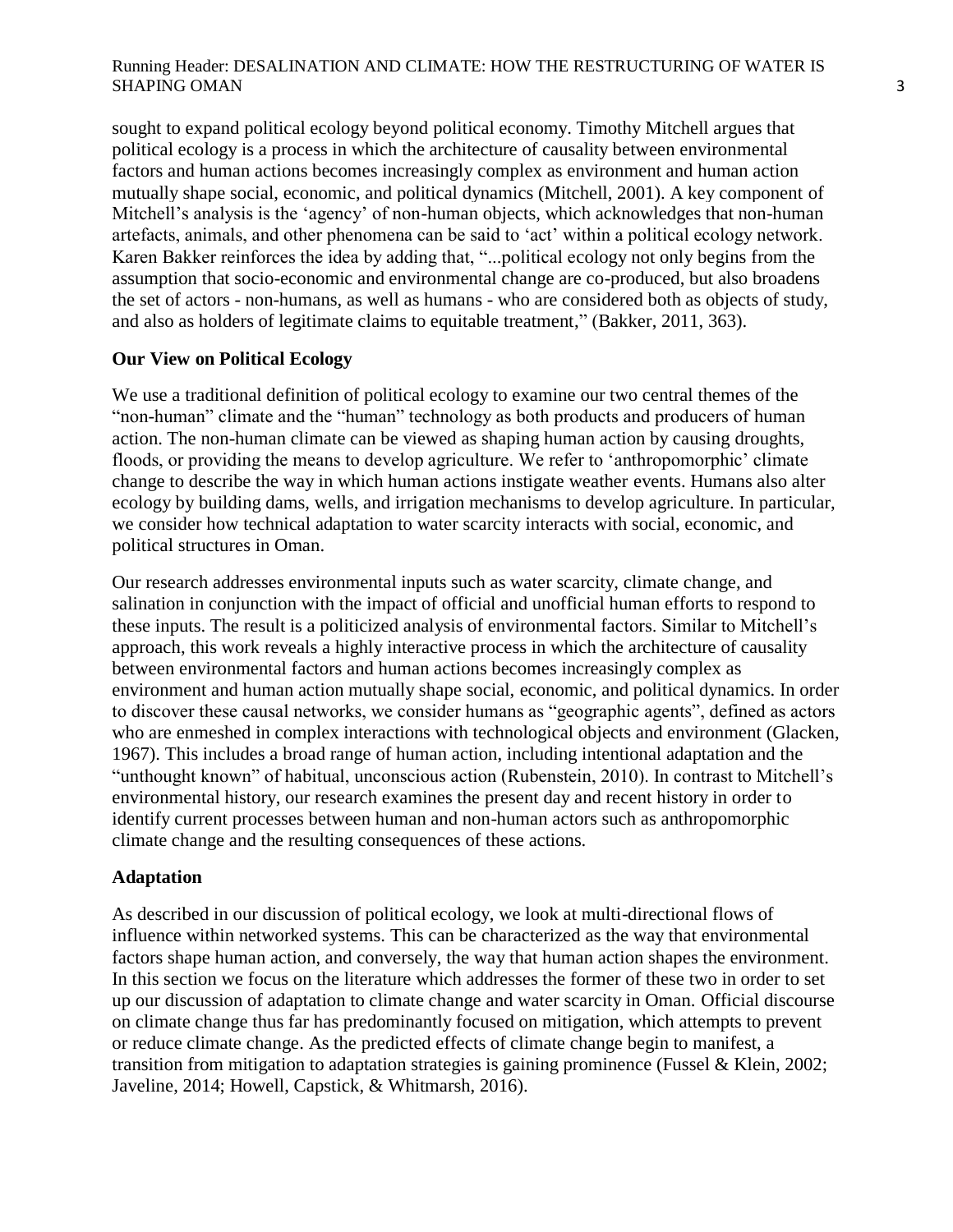sought to expand political ecology beyond political economy. Timothy Mitchell argues that political ecology is a process in which the architecture of causality between environmental factors and human actions becomes increasingly complex as environment and human action mutually shape social, economic, and political dynamics (Mitchell, 2001). A key component of Mitchell's analysis is the 'agency' of non-human objects, which acknowledges that non-human artefacts, animals, and other phenomena can be said to 'act' within a political ecology network. Karen Bakker reinforces the idea by adding that, "...political ecology not only begins from the assumption that socio-economic and environmental change are co-produced, but also broadens the set of actors - non-humans, as well as humans - who are considered both as objects of study, and also as holders of legitimate claims to equitable treatment," (Bakker, 2011, 363).

## Our View on Political Ecology

We use a traditional definition of political ecology to examine our two central themes of the "non-human" climate and the "human" technology as both products and producers of human action. The non-human climate can be viewed as shaping human action by causing droughts, floods, or providing the means to develop agriculture. We refer to 'anthropomorphic' climate change to describe the way in which human actions instigate weather events. Humans also alter ecology by building dams, wells, and irrigation mechanisms to develop agriculture. In particular, we consider how technical adaptation to water scarcity interacts with social, economic, and political structures in Oman.

Our research addresses environmental inputs such as water scarcity, climate change, and salination in conjunction with the impact of official and unofficial human efforts to respond to these inputs. The result is a politicized analysis of environmental factors. Similar to Mitchell's approach, this work reveals a highly interactive process in which the architecture of causality between environmental factors and human actions becomes increasingly complex as environment and human action mutually shape social, economic, and political dynamics. In order to discover these causal networks, we consider humans as "geographic agents", defined as actors who are enmeshed in complex interactions with technological objects and environment (Glacken, 1967). This includes a broad range of human action, including intentional adaptation and the "unthought known" of habitual, unconscious action (Rubenstein, 2010). In contrast to Mitchell's environmental history, our research examines the present day and recent history in order to identify current processes between human and non-human actors such as anthropomorphic climate change and the resulting consequences of these actions.

## Adaptation

As described in our discussion of political ecology, we look at multi-directional flows of influence within networked systems. This can be characterized as the way that environmental factors shape human action, and conversely, the way that human action shapes the environment. In this section we focus on the literature which addresses the former of these two in order to set up our discussion of adaptation to climate change and water scarcity in Oman. Official discourse on climate change thus far has predominantly focused on mitigation, which attempts to prevent or reduce climate change. As the predicted effects of climate change begin to manifest, a transition from mitigation to adaptation strategies is gaining prominence (Fussel & Klein, 2002; Javeline, 2014; Howell, Capstick, & Whitmarsh, 2016).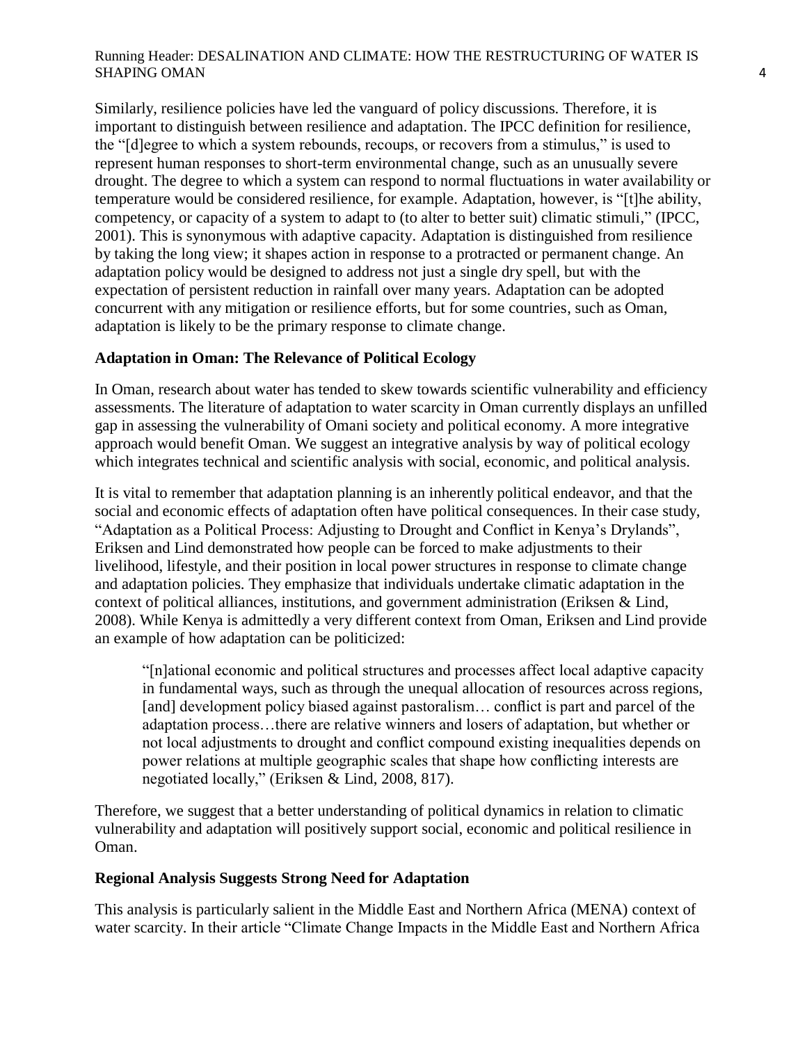Similarly, resilience policies have led the vanguard of policy discussions. Therefore, it is important to distinguish between resilience and adaptation. The IPCC definition for resilience, the "[d]egree to which a system rebounds, recoups, or recovers from a stimulus," is used to represent human responses to short-term environmental change, such as an unusually severe drought. The degree to which a system can respond to normal fluctuations in water availability or temperature would be considered resilience, for example. Adaptation, however, is "[t]he ability, competency, or capacity of a system to adapt to (to alter to better suit) climatic stimuli," (IPCC, 2001). This is synonymous with adaptive capacity. Adaptation is distinguished from resilience by taking the long view; it shapes action in response to a protracted or permanent change. An adaptation policy would be designed to address not just a single dry spell, but with the expectation of persistent reduction in rainfall over many years. Adaptation can be adopted concurrent with any mitigation or resilience efforts, but for some countries, such as Oman, adaptation is likely to be the primary response to climate change.

**Adaptation in Oman: The Relevance of Political Ecology**

In Oman, research about water has tended to skew towards scientific vulnerability and efficiency assessments. The literature of adaptation to water scarcity in Oman currently displays an unfilled gap in assessing the vulnerability of Omani society and political economy. A more integrative approach would benefit Oman. We suggest an integrative analysis by way of political ecology which integrates technical and scientific analysis with social, economic, and political analysis.

It is vital to remember that adaptation planning is an inherently political endeavor, and that the social and economic effects of adaptation often have political consequences. In their case study, "Adaptation as a Political Process: Adjusting to Drought and Conflict in Kenya's Drylands", Eriksen and Lind demonstrated how people can be forced to make adjustments to their livelihood, lifestyle, and their position in local power structures in response to climate change and adaptation policies. They emphasize that individuals undertake climatic adaptation in the context of political alliances, institutions, and government administration (Eriksen & Lind, 2008). While Kenya is admittedly a very different context from Oman, Eriksen and Lind provide an example of how adaptation can be politicized:

> "[n]ational economic and political structures and processes affect local adaptive capacity in fundamental ways, such as through the unequal allocation of resources across regions, [and] development policy biased against pastoralism… conflict is part and parcel of the adaptation process…there are relative winners and losers of adaptation, but whether or not local adjustments to drought and conflict compound existing inequalities depends on power relations at multiple geographic scales that shape how conflicting interests are negotiated locally," (Eriksen & Lind, 2008, 817).

Therefore, we suggest that a better understanding of political dynamics in relation to climatic vulnerability and adaptation will positively support social, economic and political resilience in Oman.

**Regional Analysis Suggests Strong Need for Adaptation**

This analysis is particularly salient in the Middle East and Northern Africa (MENA) context of water scarcity. In their article "Climate Change Impacts in the Middle East and Northern Africa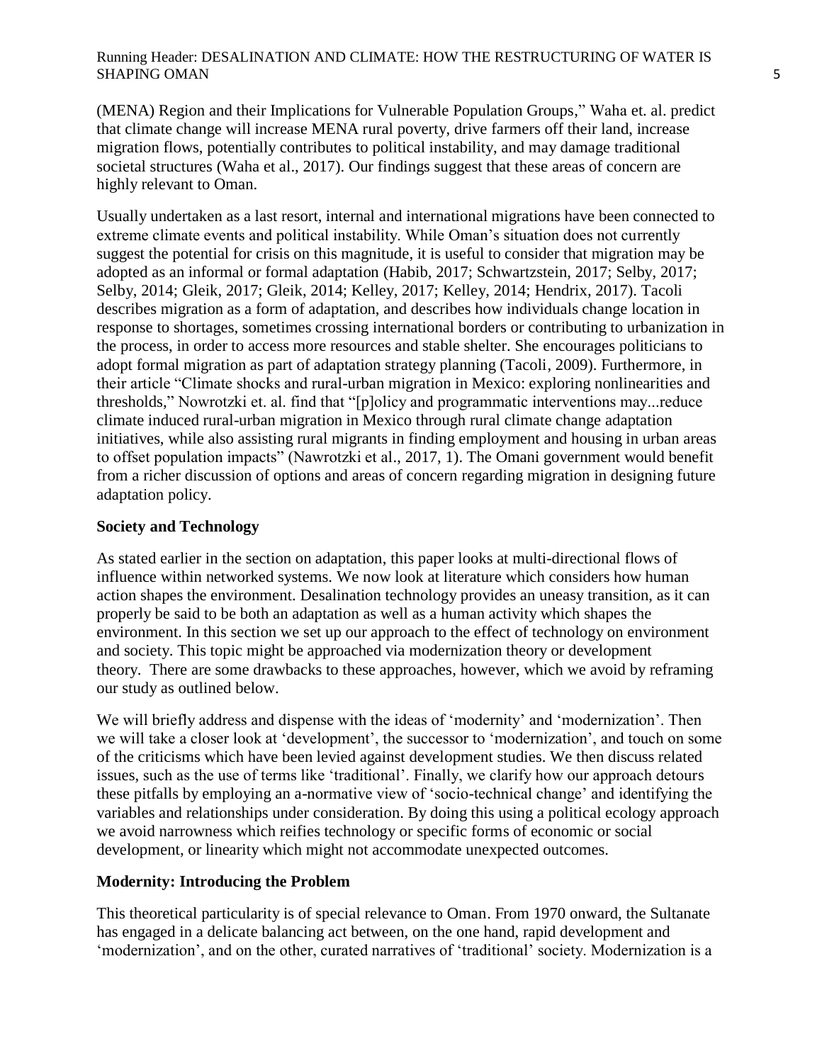(MENA) Region and their Implications for Vulnerable Population Groups," Waha et. al. predict that climate change will increase MENA rural poverty, drive farmers off their land, increase migration flows, potentially contributes to political instability, and may damage traditional societal structures (Waha et al., 2017). Our findings suggest that these areas of concern are highly relevant to Oman.

Usually undertaken as a last resort, internal and international migrations have been connected to extreme climate events and political instability. While Oman's situation does not currently suggest the potential for crisis on this magnitude, it is useful to consider that migration may be adopted as an informal or formal adaptation (Habib, 2017; Schwartzstein, 2017; Selby, 2017; Selby, 2014; Gleik, 2017; Gleik, 2014; Kelley, 2017; Kelley, 2014; Hendrix, 2017). Tacoli describes migration as a form of adaptation, and describes how individuals change location in response to shortages, sometimes crossing international borders or contributing to urbanization in the process, in order to access more resources and stable shelter. She encourages politicians to adopt formal migration as part of adaptation strategy planning (Tacoli, 2009). Furthermore, in their article "Climate shocks and rural-urban migration in Mexico: exploring nonlinearities and thresholds," Nowrotzki et. al. find that "[p]olicy and programmatic interventions may...reduce climate induced rural-urban migration in Mexico through rural climate change adaptation initiatives, while also assisting rural migrants in finding employment and housing in urban areas to offset population impacts" (Nawrotzki et al., 2017, 1). The Omani government would benefit from a richer discussion of options and areas of concern regarding migration in designing future adaptation policy.

## Society and Technology

As stated earlier in the section on adaptation, this paper looks at multi-directional flows of influence within networked systems. We now look at literature which considers how human action shapes the environment. Desalination technology provides an uneasy transition, as it can properly be said to be both an adaptation as well as a human activity which shapes the environment. In this section we set up our approach to the effect of technology on environment and society. This topic might be approached via modernization theory or development theory. There are some drawbacks to these approaches, however, which we avoid by reframing our study as outlined below.

We will briefly address and dispense with the ideas of 'modernity' and 'modernization'. Then we will take a closer look at 'development', the successor to 'modernization', and touch on some of the criticisms which have been levied against development studies. We then discuss related issues, such as the use of terms like 'traditional'. Finally, we clarify how our approach detours these pitfalls by employing an a-normative view of 'socio-technical change' and identifying the variables and relationships under consideration. By doing this using a political ecology approach we avoid narrowness which reifies technology or specific forms of economic or social development, or linearity which might not accommodate unexpected outcomes.

## Modernity: Introducing the Problem

This theoretical particularity is of special relevance to Oman. From 1970 onward, the Sultanate has engaged in a delicate balancing act between, on the one hand, rapid development and 'modernization', and on the other, curated narratives of 'traditional' society. Modernization is a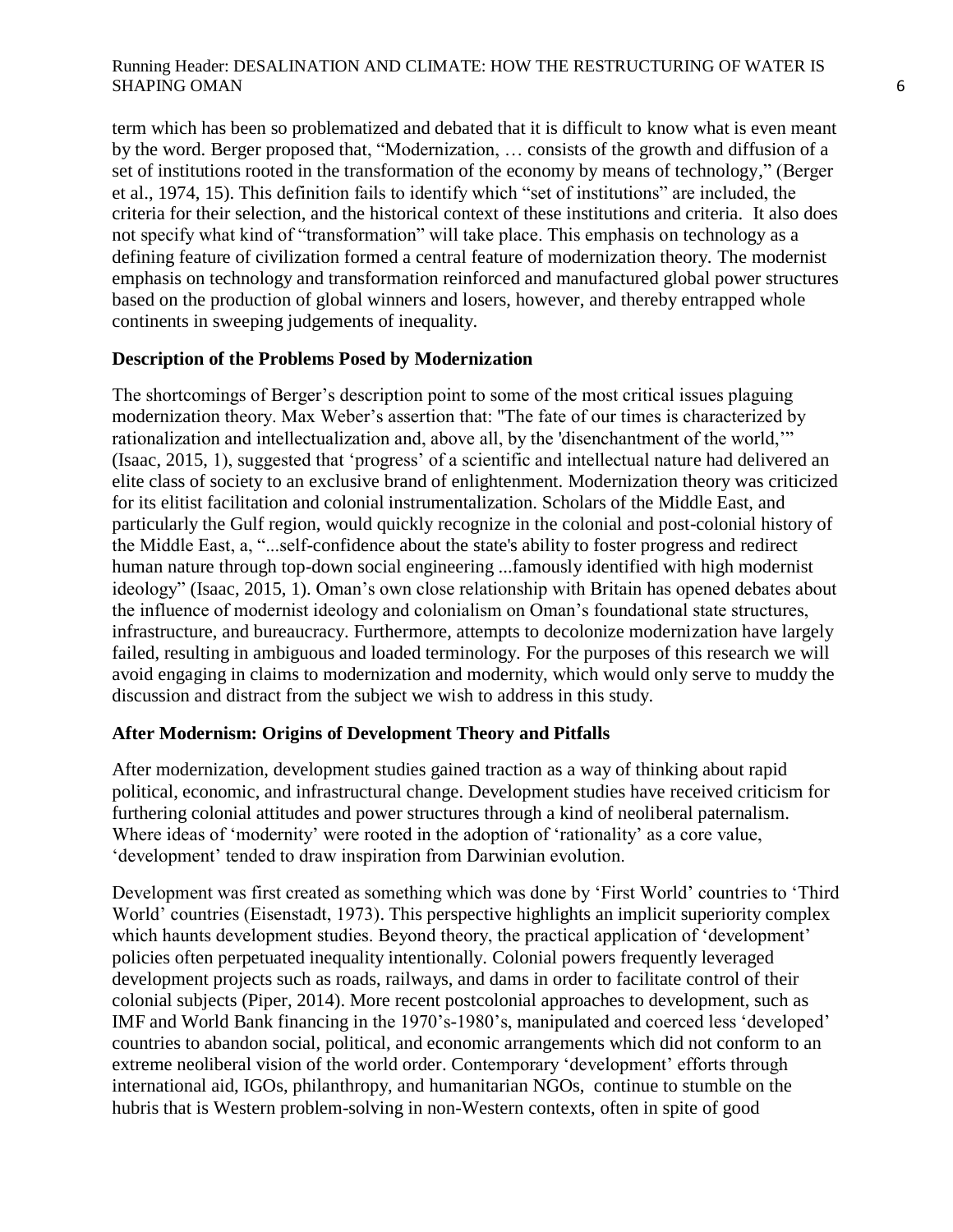term which has been so problematized and debated that it is difficult to know what is even meant by the word. Berger proposed that, "Modernization, … consists of the growth and diffusion of a set of institutions rooted in the transformation of the economy by means of technology," (Berger et al., 1974, 15). This definition fails to identify which "set of institutions" are included, the criteria for their selection, and the historical context of these institutions and criteria. It also does not specify what kind of "transformation" will take place. This emphasis on technology as a defining feature of civilization formed a central feature of modernization theory. The modernist emphasis on technology and transformation reinforced and manufactured global power structures based on the production of global winners and losers, however, and thereby entrapped whole continents in sweeping judgements of inequality.

**Description of the Problems Posed by Modernization**

The shortcomings of Berger's description point to some of the most critical issues plaguing modernization theory. Max Weber's assertion that: "The fate of our times is characterized by rationalization and intellectualization and, above all, by the 'disenchantment of the world,'" (Isaac, 2015, 1), suggested that 'progress' of a scientific and intellectual nature had delivered an elite class of society to an exclusive brand of enlightenment. Modernization theory was criticized for its elitist facilitation and colonial instrumentalization. Scholars of the Middle East, and particularly the Gulf region, would quickly recognize in the colonial and post-colonial history of the Middle East, a, "...self-confidence about the state's ability to foster progress and redirect human nature through top-down social engineering ...famously identified with high modernist ideology" (Isaac, 2015, 1). Oman's own close relationship with Britain has opened debates about the influence of modernist ideology and colonialism on Oman's foundational state structures, infrastructure, and bureaucracy. Furthermore, attempts to decolonize modernization have largely failed, resulting in ambiguous and loaded terminology. For the purposes of this research we will avoid engaging in claims to modernization and modernity, which would only serve to muddy the discussion and distract from the subject we wish to address in this study.

**After Modernism: Origins of Development Theory and Pitfalls**

After modernization, development studies gained traction as a way of thinking about rapid political, economic, and infrastructural change. Development studies have received criticism for furthering colonial attitudes and power structures through a kind of neoliberal paternalism. Where ideas of 'modernity' were rooted in the adoption of 'rationality' as a core value, 'development' tended to draw inspiration from Darwinian evolution.

Development was first created as something which was done by 'First World' countries to 'Third World' countries (Eisenstadt, 1973). This perspective highlights an implicit superiority complex which haunts development studies. Beyond theory, the practical application of 'development' policies often perpetuated inequality intentionally. Colonial powers frequently leveraged development projects such as roads, railways, and dams in order to facilitate control of their colonial subjects (Piper, 2014). More recent postcolonial approaches to development, such as IMF and World Bank financing in the 1970's-1980's, manipulated and coerced less 'developed' countries to abandon social, political, and economic arrangements which did not conform to an extreme neoliberal vision of the world order. Contemporary 'development' efforts through international aid, IGOs, philanthropy, and humanitarian NGOs, continue to stumble on the hubris that is Western problem-solving in non-Western contexts, often in spite of good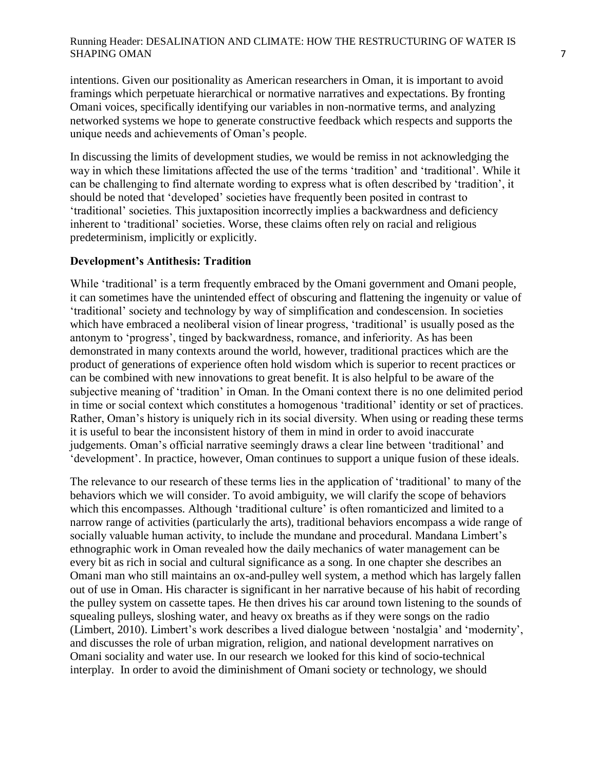intentions. Given our positionality as American researchers in Oman, it is important to avoid framings which perpetuate hierarchical or normative narratives and expectations. By fronting Omani voices, specifically identifying our variables in non-normative terms, and analyzing networked systems we hope to generate constructive feedback which respects and supports the unique needs and achievements of Oman's people.

In discussing the limits of development studies, we would be remiss in not acknowledging the way in which these limitations affected the use of the terms 'tradition' and 'traditional'. While it can be challenging to find alternate wording to express what is often described by 'tradition', it should be noted that 'developed' societies have frequently been posited in contrast to 'traditional' societies. This juxtaposition incorrectly implies a backwardness and deficiency inherent to 'traditional' societies. Worse, these claims often rely on racial and religious predeterminism, implicitly or explicitly.

### Development's Antithesis: Tradition

While 'traditional' is a term frequently embraced by the Omani government and Omani people, it can sometimes have the unintended effect of obscuring and flattening the ingenuity or value of 'traditional' society and technology by way of simplification and condescension. In societies which have embraced a neoliberal vision of linear progress, 'traditional' is usually posed as the antonym to 'progress', tinged by backwardness, romance, and inferiority. As has been demonstrated in many contexts around the world, however, traditional practices which are the product of generations of experience often hold wisdom which is superior to recent practices or can be combined with new innovations to great benefit. It is also helpful to be aware of the subjective meaning of 'tradition' in Oman. In the Omani context there is no one delimited period in time or social context which constitutes a homogenous 'traditional' identity or set of practices. Rather, Oman's history is uniquely rich in its social diversity. When using or reading these terms it is useful to bear the inconsistent history of them in mind in order to avoid inaccurate judgements. Oman's official narrative seemingly draws a clear line between 'traditional' and 'development'. In practice, however, Oman continues to support a unique fusion of these ideals.

The relevance to our research of these terms lies in the application of 'traditional' to many of the behaviors which we will consider. To avoid ambiguity, we will clarify the scope of behaviors which this encompasses. Although 'traditional culture' is often romanticized and limited to a narrow range of activities (particularly the arts), traditional behaviors encompass a wide range of socially valuable human activity, to include the mundane and procedural. Mandana Limbert's ethnographic work in Oman revealed how the daily mechanics of water management can be every bit as rich in social and cultural significance as a song. In one chapter she describes an Omani man who still maintains an ox-and-pulley well system, a method which has largely fallen out of use in Oman. His character is significant in her narrative because of his habit of recording the pulley system on cassette tapes. He then drives his car around town listening to the sounds of squealing pulleys, sloshing water, and heavy ox breaths as if they were songs on the radio (Limbert, 2010). Limbert's work describes a lived dialogue between 'nostalgia' and 'modernity', and discusses the role of urban migration, religion, and national development narratives on Omani sociality and water use. In our research we looked for this kind of socio-technical interplay. In order to avoid the diminishment of Omani society or technology, we should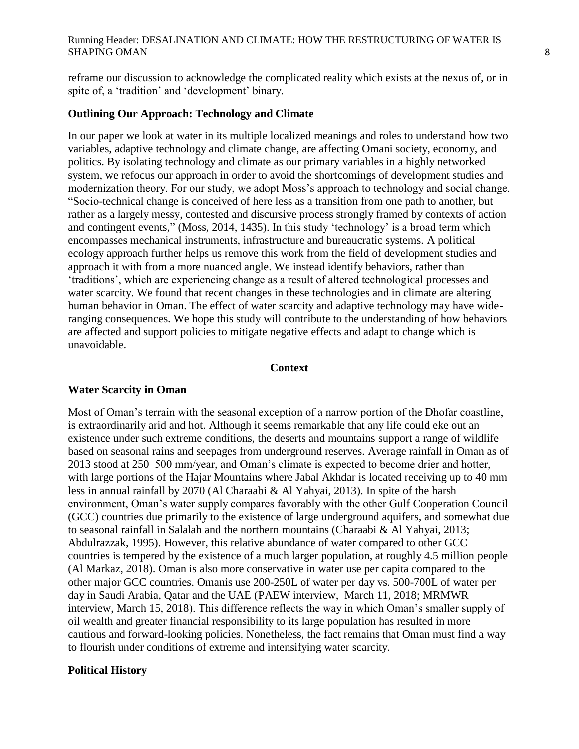reframe our discussion to acknowledge the complicated reality which exists at the nexus of, or in spite of, a 'tradition' and 'development' binary.

### Outlining Our Approach: Technology and Climate

In our paper we look at water in its multiple localized meanings and roles to understand how two variables, adaptive technology and climate change, are affecting Omani society, economy, and politics. By isolating technology and climate as our primary variables in a highly networked system, we refocus our approach in order to avoid the shortcomings of development studies and modernization theory. For our study, we adopt Moss's approach to technology and social change. "Socio-technical change is conceived of here less as a transition from one path to another, but rather as a largely messy, contested and discursive process strongly framed by contexts of action and contingent events," (Moss, 2014, 1435). In this study 'technology' is a broad term which encompasses mechanical instruments, infrastructure and bureaucratic systems. A political ecology approach further helps us remove this work from the field of development studies and approach it with from a more nuanced angle. We instead identify behaviors, rather than 'traditions', which are experiencing change as a result of altered technological processes and water scarcity. We found that recent changes in these technologies and in climate are altering human behavior in Oman. The effect of water scarcity and adaptive technology may have wide-ranging consequences. We hope this study will contribute to the understanding of how behaviors are affected and support policies to mitigate negative effects and adapt to change which is unavoidable.

## Context

### Water Scarcity in Oman

Most of Oman's terrain with the seasonal exception of a narrow portion of the Dhofar coastline, is extraordinarily arid and hot. Although it seems remarkable that any life could eke out an existence under such extreme conditions, the deserts and mountains support a range of wildlife based on seasonal rains and seepages from underground reserves. Average rainfall in Oman as of 2013 stood at 250–500 mm/year, and Oman's climate is expected to become drier and hotter, with large portions of the Hajar Mountains where Jabal Akhdar is located receiving up to 40 mm less in annual rainfall by 2070 (Al Charaabi & Al Yahyai, 2013). In spite of the harsh environment, Oman's water supply compares favorably with the other Gulf Cooperation Council (GCC) countries due primarily to the existence of large underground aquifers, and somewhat due to seasonal rainfall in Salalah and the northern mountains (Charaabi & Al Yahyai, 2013; Abdulrazzak, 1995). However, this relative abundance of water compared to other GCC countries is tempered by the existence of a much larger population, at roughly 4.5 million people (Al Markaz, 2018). Oman is also more conservative in water use per capita compared to the other major GCC countries. Omanis use 200-250L of water per day vs. 500-700L of water per day in Saudi Arabia, Qatar and the UAE (PAEW interview, March 11, 2018; MRMWR interview, March 15, 2018). This difference reflects the way in which Oman's smaller supply of oil wealth and greater financial responsibility to its large population has resulted in more cautious and forward-looking policies. Nonetheless, the fact remains that Oman must find a way to flourish under conditions of extreme and intensifying water scarcity.

### Political History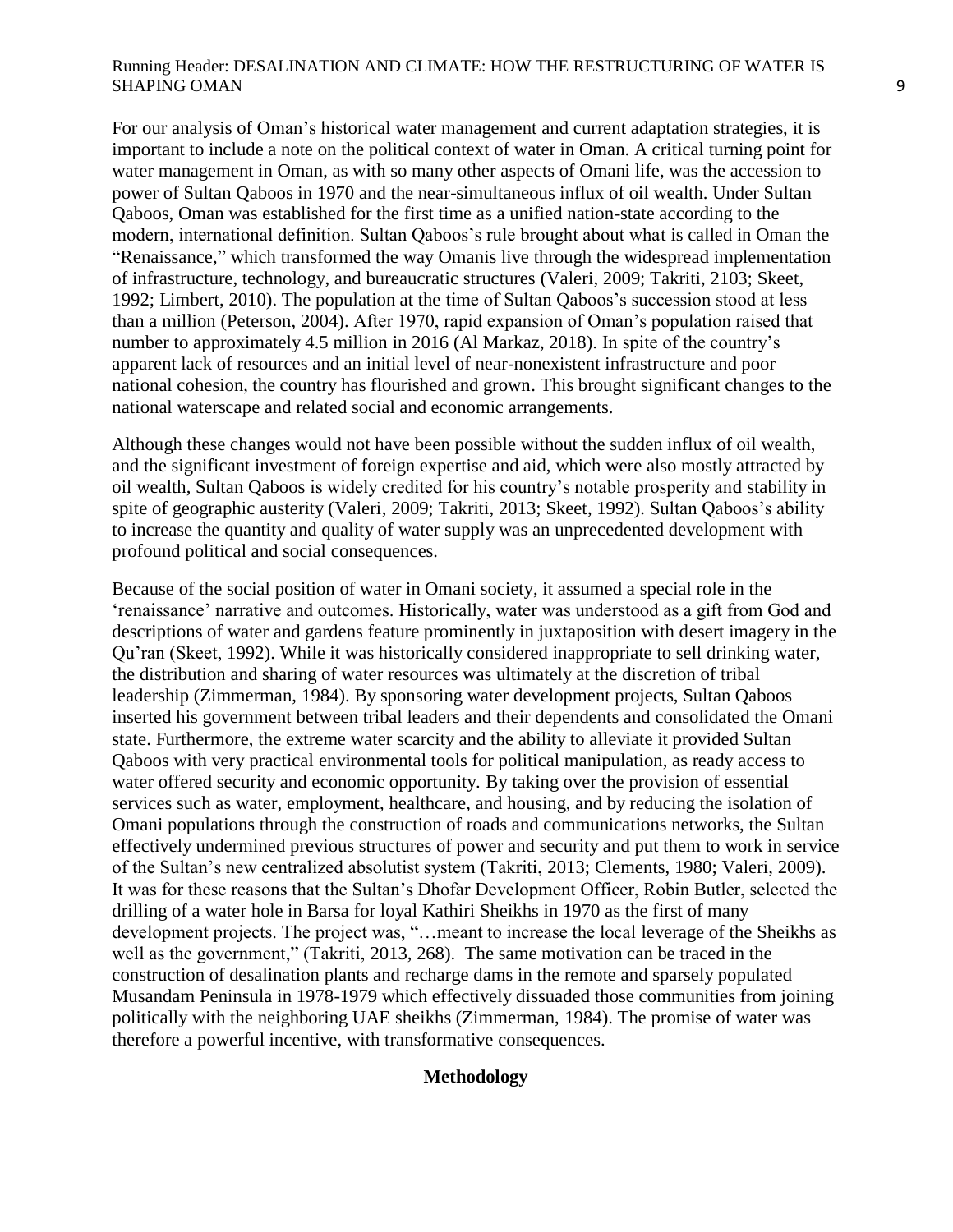For our analysis of Oman's historical water management and current adaptation strategies, it is important to include a note on the political context of water in Oman. A critical turning point for water management in Oman, as with so many other aspects of Omani life, was the accession to power of Sultan Qaboos in 1970 and the near-simultaneous influx of oil wealth. Under Sultan Qaboos, Oman was established for the first time as a unified nation-state according to the modern, international definition. Sultan Qaboos's rule brought about what is called in Oman the "Renaissance," which transformed the way Omanis live through the widespread implementation of infrastructure, technology, and bureaucratic structures (Valeri, 2009; Takriti, 2103; Skeet, 1992; Limbert, 2010). The population at the time of Sultan Qaboos's succession stood at less than a million (Peterson, 2004). After 1970, rapid expansion of Oman's population raised that number to approximately 4.5 million in 2016 (Al Markaz, 2018). In spite of the country's apparent lack of resources and an initial level of near-nonexistent infrastructure and poor national cohesion, the country has flourished and grown. This brought significant changes to the national waterscape and related social and economic arrangements.

Although these changes would not have been possible without the sudden influx of oil wealth, and the significant investment of foreign expertise and aid, which were also mostly attracted by oil wealth, Sultan Qaboos is widely credited for his country's notable prosperity and stability in spite of geographic austerity (Valeri, 2009; Takriti, 2013; Skeet, 1992). Sultan Qaboos's ability to increase the quantity and quality of water supply was an unprecedented development with profound political and social consequences.

Because of the social position of water in Omani society, it assumed a special role in the 'renaissance' narrative and outcomes. Historically, water was understood as a gift from God and descriptions of water and gardens feature prominently in juxtaposition with desert imagery in the Qu'ran (Skeet, 1992). While it was historically considered inappropriate to sell drinking water, the distribution and sharing of water resources was ultimately at the discretion of tribal leadership (Zimmerman, 1984). By sponsoring water development projects, Sultan Qaboos inserted his government between tribal leaders and their dependents and consolidated the Omani state. Furthermore, the extreme water scarcity and the ability to alleviate it provided Sultan Qaboos with very practical environmental tools for political manipulation, as ready access to water offered security and economic opportunity. By taking over the provision of essential services such as water, employment, healthcare, and housing, and by reducing the isolation of Omani populations through the construction of roads and communications networks, the Sultan effectively undermined previous structures of power and security and put them to work in service of the Sultan's new centralized absolutist system (Takriti, 2013; Clements, 1980; Valeri, 2009). It was for these reasons that the Sultan's Dhofar Development Officer, Robin Butler, selected the drilling of a water hole in Barsa for loyal Kathiri Sheikhs in 1970 as the first of many development projects. The project was, "…meant to increase the local leverage of the Sheikhs as well as the government," (Takriti, 2013, 268). The same motivation can be traced in the construction of desalination plants and recharge dams in the remote and sparsely populated Musandam Peninsula in 1978-1979 which effectively dissuaded those communities from joining politically with the neighboring UAE sheikhs (Zimmerman, 1984). The promise of water was therefore a powerful incentive, with transformative consequences.

## Methodology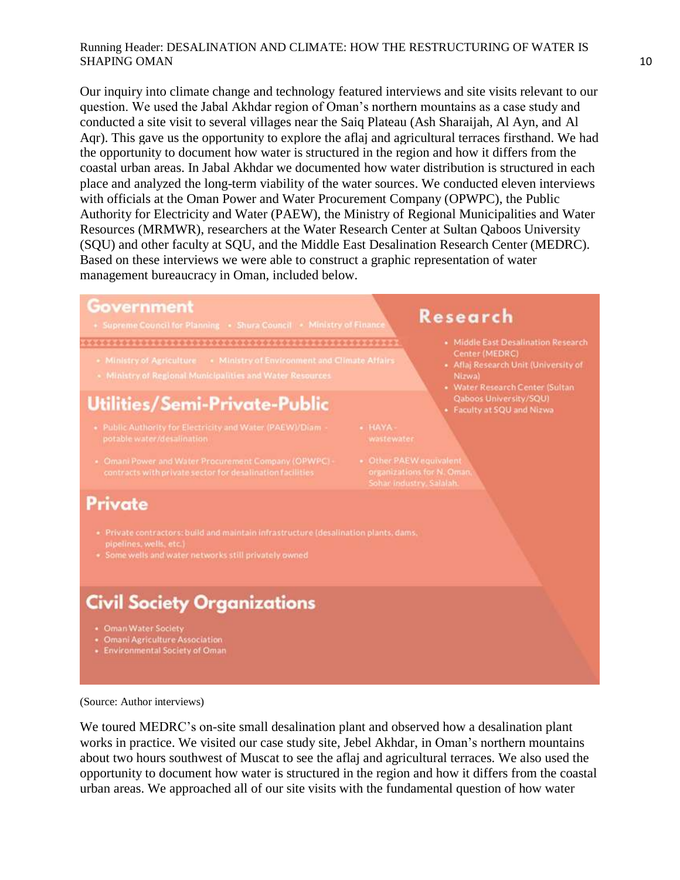Our inquiry into climate change and technology featured interviews and site visits relevant to our question. We used the Jabal Akhdar region of Oman's northern mountains as a case study and conducted a site visit to several villages near the Saiq Plateau (Ash Sharaijah, Al Ayn, and Al Aqr). This gave us the opportunity to explore the aflaj and agricultural terraces firsthand. We had the opportunity to document how water is structured in the region and how it differs from the coastal urban areas. In Jabal Akhdar we documented how water distribution is structured in each place and analyzed the long-term viability of the water sources. We conducted eleven interviews with officials at the Oman Power and Water Procurement Company (OPWPC), the Public Authority for Electricity and Water (PAEW), the Ministry of Regional Municipalities and Water Resources (MRMWR), researchers at the Water Research Center at Sultan Qaboos University (SQU) and other faculty at SQU, and the Middle East Desalination Research Center (MEDRC). Based on these interviews we were able to construct a graphic representation of water management bureaucracy in Oman, included below.

**Government**

- Supreme Council for Planning
- Shura Council
- Ministry of Finance
- Ministry of Agriculture
- Ministry of Environment and Climate Affairs
- Ministry of Regional Municipalities and Water Resources

**Research**

- Middle East Desalination Research Center (MEDRC)
- Aflaj Research Unit (University of Nizwa)
- Water Research Center (Sultan Qaboos University/SQU)
- Faculty at SQU and Nizwa

**Utilities/Semi-Private-Public**

- Public Authority for Electricity and Water (PAEW)/Diam - potable water/desalination
- Omani Power and Water Procurement Company (OPWPC) - contracts with private sector for desalination facilities
- HAYA - wastewater
- Other PAEW equivalent organizations for N. Oman, Sohar industry, Salalah.

**Private**

- Private contractors: build and maintain infrastructure (desalination plants, dams, pipelines, wells, etc.)
- Some wells and water networks still privately owned

**Civil Society Organizations**

- Oman Water Society
- Omani Agriculture Association
- Environmental Society of Oman

(Source: Author interviews)

We toured MEDRC's on-site small desalination plant and observed how a desalination plant works in practice. We visited our case study site, Jebel Akhdar, in Oman's northern mountains about two hours southwest of Muscat to see the aflaj and agricultural terraces. We also used the opportunity to document how water is structured in the region and how it differs from the coastal urban areas. We approached all of our site visits with the fundamental question of how water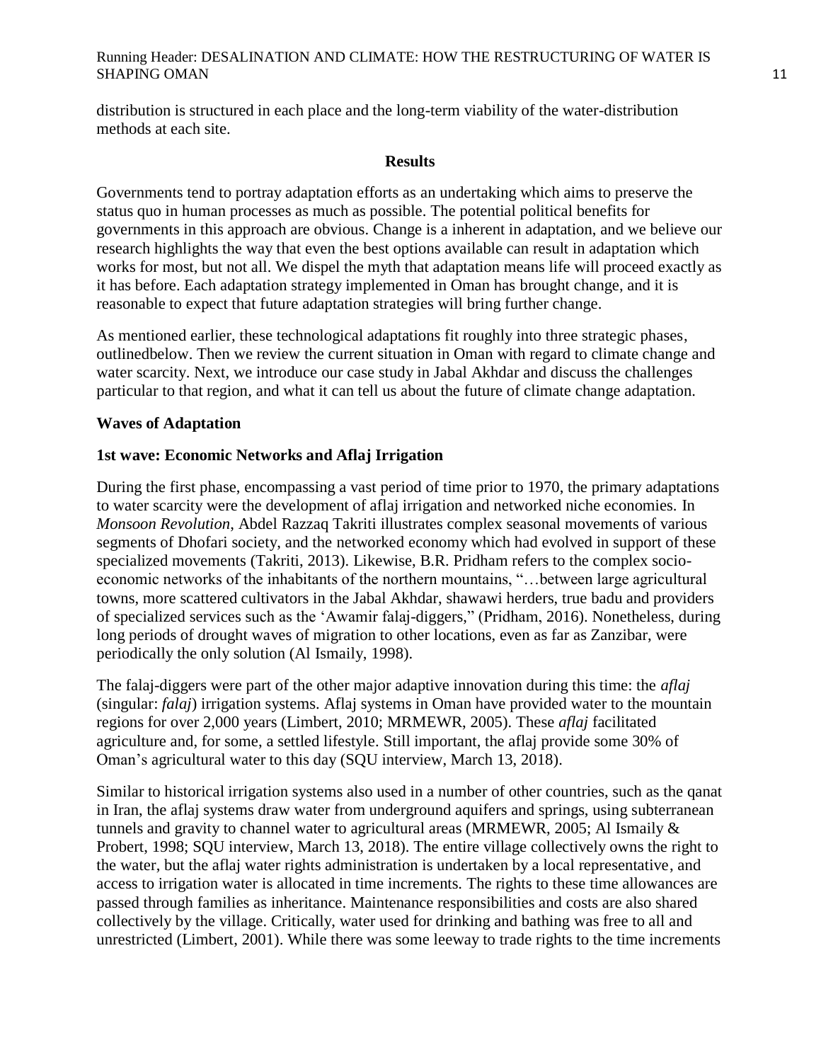distribution is structured in each place and the long-term viability of the water-distribution methods at each site.

## Results

Governments tend to portray adaptation efforts as an undertaking which aims to preserve the status quo in human processes as much as possible. The potential political benefits for governments in this approach are obvious. Change is a inherent in adaptation, and we believe our research highlights the way that even the best options available can result in adaptation which works for most, but not all. We dispel the myth that adaptation means life will proceed exactly as it has before. Each adaptation strategy implemented in Oman has brought change, and it is reasonable to expect that future adaptation strategies will bring further change.

As mentioned earlier, these technological adaptations fit roughly into three strategic phases, outlinedbelow. Then we review the current situation in Oman with regard to climate change and water scarcity. Next, we introduce our case study in Jabal Akhdar and discuss the challenges particular to that region, and what it can tell us about the future of climate change adaptation.

### Waves of Adaptation

### 1st wave: Economic Networks and Aflaj Irrigation

During the first phase, encompassing a vast period of time prior to 1970, the primary adaptations to water scarcity were the development of aflaj irrigation and networked niche economies. In *Monsoon Revolution*, Abdel Razzaq Takriti illustrates complex seasonal movements of various segments of Dhofari society, and the networked economy which had evolved in support of these specialized movements (Takriti, 2013). Likewise, B.R. Pridham refers to the complex socio-economic networks of the inhabitants of the northern mountains, "…between large agricultural towns, more scattered cultivators in the Jabal Akhdar, shawawi herders, true badu and providers of specialized services such as the 'Awamir falaj-diggers," (Pridham, 2016). Nonetheless, during long periods of drought waves of migration to other locations, even as far as Zanzibar, were periodically the only solution (Al Ismaily, 1998).

The falaj-diggers were part of the other major adaptive innovation during this time: the *aflaj* (singular: *falaj*) irrigation systems. Aflaj systems in Oman have provided water to the mountain regions for over 2,000 years (Limbert, 2010; MRMEWR, 2005). These *aflaj* facilitated agriculture and, for some, a settled lifestyle. Still important, the aflaj provide some 30% of Oman's agricultural water to this day (SQU interview, March 13, 2018).

Similar to historical irrigation systems also used in a number of other countries, such as the qanat in Iran, the aflaj systems draw water from underground aquifers and springs, using subterranean tunnels and gravity to channel water to agricultural areas (MRMEWR, 2005; Al Ismaily & Probert, 1998; SQU interview, March 13, 2018). The entire village collectively owns the right to the water, but the aflaj water rights administration is undertaken by a local representative, and access to irrigation water is allocated in time increments. The rights to these time allowances are passed through families as inheritance. Maintenance responsibilities and costs are also shared collectively by the village. Critically, water used for drinking and bathing was free to all and unrestricted (Limbert, 2001). While there was some leeway to trade rights to the time increments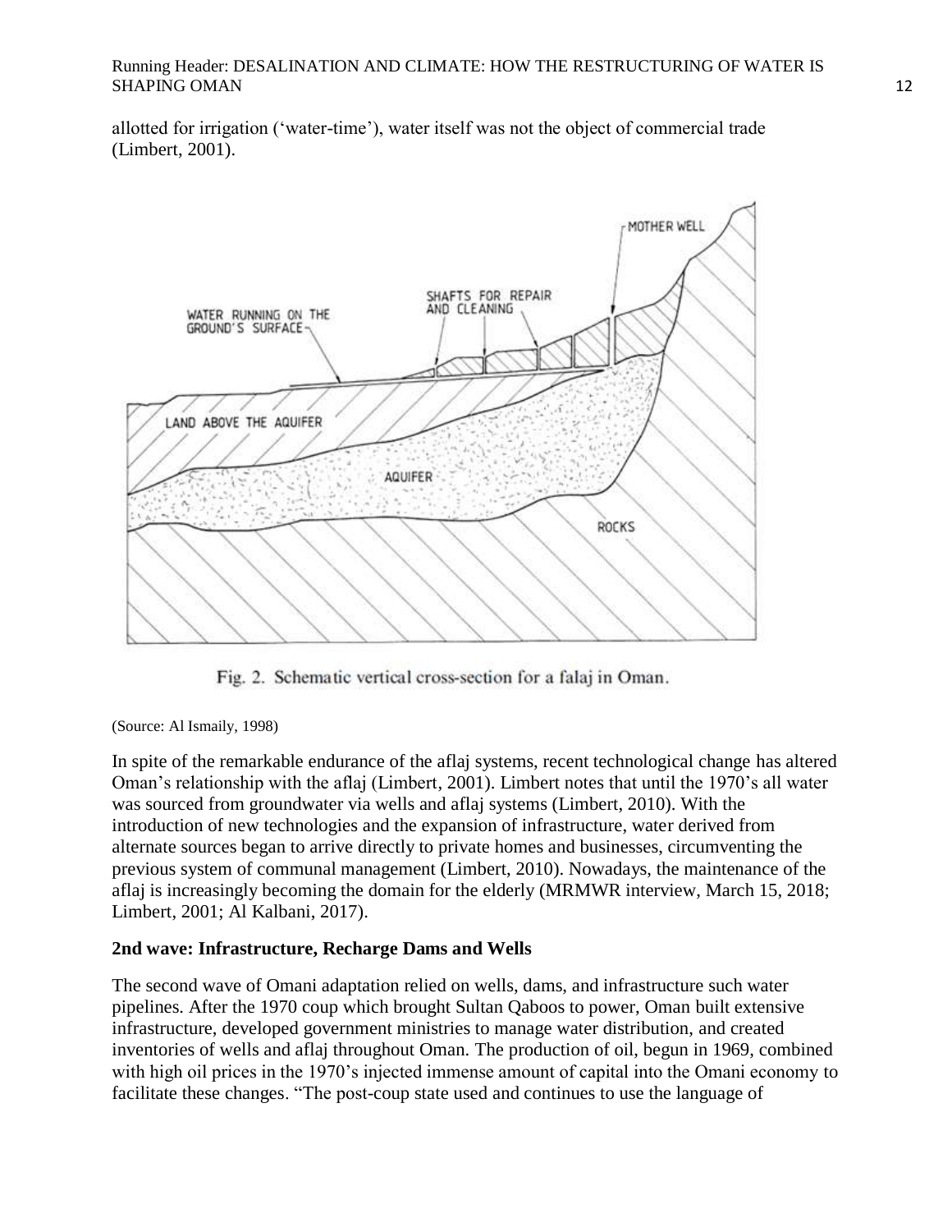allotted for irrigation ('water-time'), water itself was not the object of commercial trade (Limbert, 2001).

Fig. 2. Schematic vertical cross-section for a falaj in Oman.

(Source: Al Ismaily, 1998)

In spite of the remarkable endurance of the aflaj systems, recent technological change has altered Oman's relationship with the aflaj (Limbert, 2001). Limbert notes that until the 1970's all water was sourced from groundwater via wells and aflaj systems (Limbert, 2010). With the introduction of new technologies and the expansion of infrastructure, water derived from alternate sources began to arrive directly to private homes and businesses, circumventing the previous system of communal management (Limbert, 2010). Nowadays, the maintenance of the aflaj is increasingly becoming the domain for the elderly (MRMWR interview, March 15, 2018; Limbert, 2001; Al Kalbani, 2017).

## 2nd wave: Infrastructure, Recharge Dams and Wells

The second wave of Omani adaptation relied on wells, dams, and infrastructure such water pipelines. After the 1970 coup which brought Sultan Qaboos to power, Oman built extensive infrastructure, developed government ministries to manage water distribution, and created inventories of wells and aflaj throughout Oman. The production of oil, begun in 1969, combined with high oil prices in the 1970's injected immense amount of capital into the Omani economy to facilitate these changes. "The post-coup state used and continues to use the language of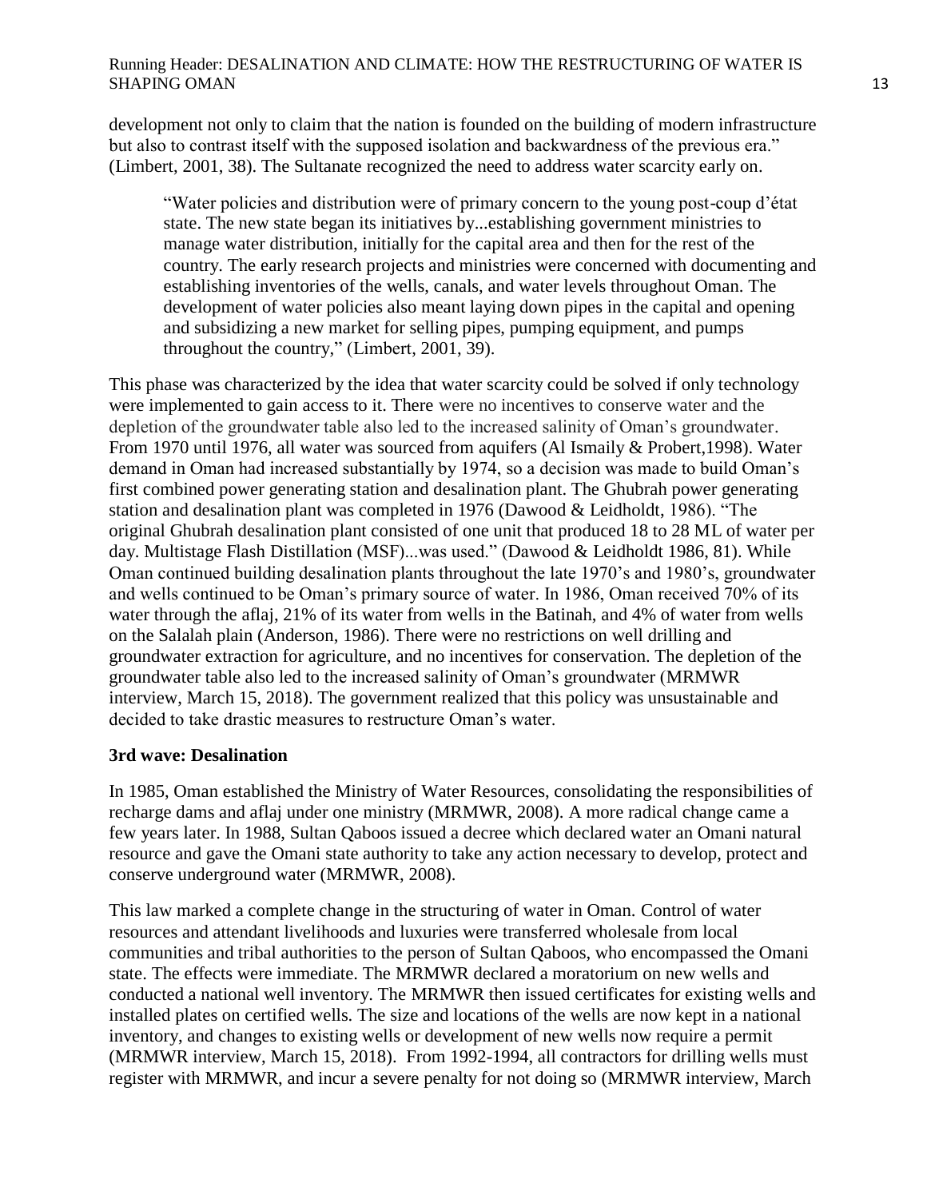development not only to claim that the nation is founded on the building of modern infrastructure but also to contrast itself with the supposed isolation and backwardness of the previous era." (Limbert, 2001, 38). The Sultanate recognized the need to address water scarcity early on.

> "Water policies and distribution were of primary concern to the young post-coup d'état state. The new state began its initiatives by...establishing government ministries to manage water distribution, initially for the capital area and then for the rest of the country. The early research projects and ministries were concerned with documenting and establishing inventories of the wells, canals, and water levels throughout Oman. The development of water policies also meant laying down pipes in the capital and opening and subsidizing a new market for selling pipes, pumping equipment, and pumps throughout the country," (Limbert, 2001, 39).

This phase was characterized by the idea that water scarcity could be solved if only technology were implemented to gain access to it. There were no incentives to conserve water and the depletion of the groundwater table also led to the increased salinity of Oman's groundwater. From 1970 until 1976, all water was sourced from aquifers (Al Ismaily & Probert,1998). Water demand in Oman had increased substantially by 1974, so a decision was made to build Oman's first combined power generating station and desalination plant. The Ghubrah power generating station and desalination plant was completed in 1976 (Dawood & Leidholdt, 1986). "The original Ghubrah desalination plant consisted of one unit that produced 18 to 28 ML of water per day. Multistage Flash Distillation (MSF)...was used." (Dawood & Leidholdt 1986, 81). While Oman continued building desalination plants throughout the late 1970's and 1980's, groundwater and wells continued to be Oman's primary source of water. In 1986, Oman received 70% of its water through the aflaj, 21% of its water from wells in the Batinah, and 4% of water from wells on the Salalah plain (Anderson, 1986). There were no restrictions on well drilling and groundwater extraction for agriculture, and no incentives for conservation. The depletion of the groundwater table also led to the increased salinity of Oman's groundwater (MRMWR interview, March 15, 2018). The government realized that this policy was unsustainable and decided to take drastic measures to restructure Oman's water.

**3rd wave: Desalination**

In 1985, Oman established the Ministry of Water Resources, consolidating the responsibilities of recharge dams and aflaj under one ministry (MRMWR, 2008). A more radical change came a few years later. In 1988, Sultan Qaboos issued a decree which declared water an Omani natural resource and gave the Omani state authority to take any action necessary to develop, protect and conserve underground water (MRMWR, 2008).

This law marked a complete change in the structuring of water in Oman. Control of water resources and attendant livelihoods and luxuries were transferred wholesale from local communities and tribal authorities to the person of Sultan Qaboos, who encompassed the Omani state. The effects were immediate. The MRMWR declared a moratorium on new wells and conducted a national well inventory. The MRMWR then issued certificates for existing wells and installed plates on certified wells. The size and locations of the wells are now kept in a national inventory, and changes to existing wells or development of new wells now require a permit (MRMWR interview, March 15, 2018). From 1992-1994, all contractors for drilling wells must register with MRMWR, and incur a severe penalty for not doing so (MRMWR interview, March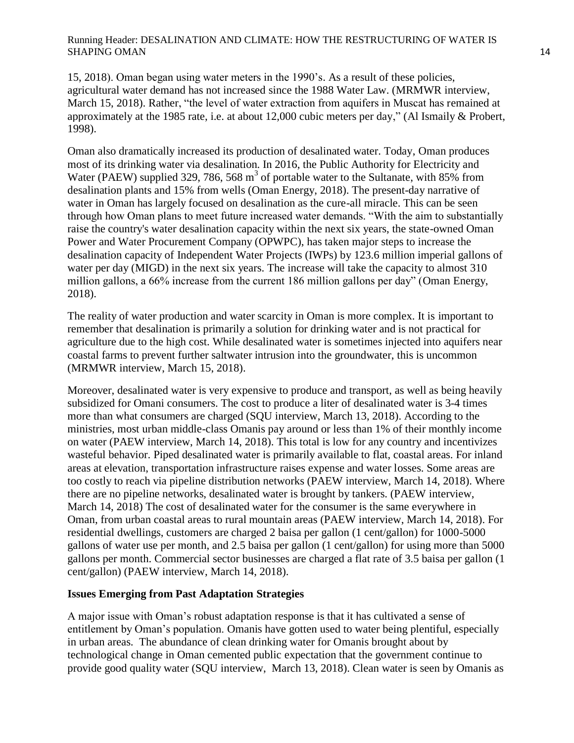15, 2018). Oman began using water meters in the 1990's. As a result of these policies, agricultural water demand has not increased since the 1988 Water Law. (MRMWR interview, March 15, 2018). Rather, "the level of water extraction from aquifers in Muscat has remained at approximately at the 1985 rate, i.e. at about 12,000 cubic meters per day," (Al Ismaily & Probert, 1998).

Oman also dramatically increased its production of desalinated water. Today, Oman produces most of its drinking water via desalination. In 2016, the Public Authority for Electricity and Water (PAEW) supplied 329, 786, 568 $m^3$ of portable water to the Sultanate, with 85% from desalination plants and 15% from wells (Oman Energy, 2018). The present-day narrative of water in Oman has largely focused on desalination as the cure-all miracle. This can be seen through how Oman plans to meet future increased water demands. "With the aim to substantially raise the country's water desalination capacity within the next six years, the state-owned Oman Power and Water Procurement Company (OPWPC), has taken major steps to increase the desalination capacity of Independent Water Projects (IWPs) by 123.6 million imperial gallons of water per day (MIGD) in the next six years. The increase will take the capacity to almost 310 million gallons, a 66% increase from the current 186 million gallons per day" (Oman Energy, 2018).

The reality of water production and water scarcity in Oman is more complex. It is important to remember that desalination is primarily a solution for drinking water and is not practical for agriculture due to the high cost. While desalinated water is sometimes injected into aquifers near coastal farms to prevent further saltwater intrusion into the groundwater, this is uncommon (MRMWR interview, March 15, 2018).

Moreover, desalinated water is very expensive to produce and transport, as well as being heavily subsidized for Omani consumers. The cost to produce a liter of desalinated water is 3-4 times more than what consumers are charged (SQU interview, March 13, 2018). According to the ministries, most urban middle-class Omanis pay around or less than 1% of their monthly income on water (PAEW interview, March 14, 2018). This total is low for any country and incentivizes wasteful behavior. Piped desalinated water is primarily available to flat, coastal areas. For inland areas at elevation, transportation infrastructure raises expense and water losses. Some areas are too costly to reach via pipeline distribution networks (PAEW interview, March 14, 2018). Where there are no pipeline networks, desalinated water is brought by tankers. (PAEW interview, March 14, 2018) The cost of desalinated water for the consumer is the same everywhere in Oman, from urban coastal areas to rural mountain areas (PAEW interview, March 14, 2018). For residential dwellings, customers are charged 2 baisa per gallon (1 cent/gallon) for 1000-5000 gallons of water use per month, and 2.5 baisa per gallon (1 cent/gallon) for using more than 5000 gallons per month. Commercial sector businesses are charged a flat rate of 3.5 baisa per gallon (1 cent/gallon) (PAEW interview, March 14, 2018).

**Issues Emerging from Past Adaptation Strategies**

A major issue with Oman's robust adaptation response is that it has cultivated a sense of entitlement by Oman's population. Omanis have gotten used to water being plentiful, especially in urban areas. The abundance of clean drinking water for Omanis brought about by technological change in Oman cemented public expectation that the government continue to provide good quality water (SQU interview, March 13, 2018). Clean water is seen by Omanis as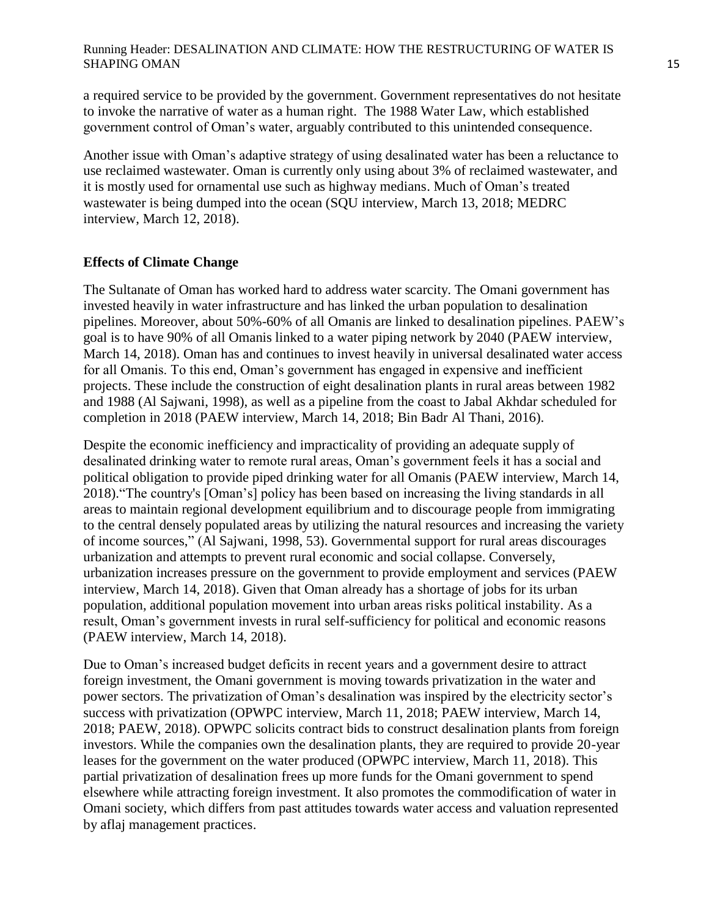a required service to be provided by the government. Government representatives do not hesitate to invoke the narrative of water as a human right. The 1988 Water Law, which established government control of Oman's water, arguably contributed to this unintended consequence.

Another issue with Oman's adaptive strategy of using desalinated water has been a reluctance to use reclaimed wastewater. Oman is currently only using about 3% of reclaimed wastewater, and it is mostly used for ornamental use such as highway medians. Much of Oman's treated wastewater is being dumped into the ocean (SQU interview, March 13, 2018; MEDRC interview, March 12, 2018).

**Effects of Climate Change**

The Sultanate of Oman has worked hard to address water scarcity. The Omani government has invested heavily in water infrastructure and has linked the urban population to desalination pipelines. Moreover, about 50%-60% of all Omanis are linked to desalination pipelines. PAEW's goal is to have 90% of all Omanis linked to a water piping network by 2040 (PAEW interview, March 14, 2018). Oman has and continues to invest heavily in universal desalinated water access for all Omanis. To this end, Oman's government has engaged in expensive and inefficient projects. These include the construction of eight desalination plants in rural areas between 1982 and 1988 (Al Sajwani, 1998), as well as a pipeline from the coast to Jabal Akhdar scheduled for completion in 2018 (PAEW interview, March 14, 2018; Bin Badr Al Thani, 2016).

Despite the economic inefficiency and impracticality of providing an adequate supply of desalinated drinking water to remote rural areas, Oman's government feels it has a social and political obligation to provide piped drinking water for all Omanis (PAEW interview, March 14, 2018)."The country's [Oman's] policy has been based on increasing the living standards in all areas to maintain regional development equilibrium and to discourage people from immigrating to the central densely populated areas by utilizing the natural resources and increasing the variety of income sources," (Al Sajwani, 1998, 53). Governmental support for rural areas discourages urbanization and attempts to prevent rural economic and social collapse. Conversely, urbanization increases pressure on the government to provide employment and services (PAEW interview, March 14, 2018). Given that Oman already has a shortage of jobs for its urban population, additional population movement into urban areas risks political instability. As a result, Oman's government invests in rural self-sufficiency for political and economic reasons (PAEW interview, March 14, 2018).

Due to Oman's increased budget deficits in recent years and a government desire to attract foreign investment, the Omani government is moving towards privatization in the water and power sectors. The privatization of Oman's desalination was inspired by the electricity sector's success with privatization (OPWPC interview, March 11, 2018; PAEW interview, March 14, 2018; PAEW, 2018). OPWPC solicits contract bids to construct desalination plants from foreign investors. While the companies own the desalination plants, they are required to provide 20-year leases for the government on the water produced (OPWPC interview, March 11, 2018). This partial privatization of desalination frees up more funds for the Omani government to spend elsewhere while attracting foreign investment. It also promotes the commodification of water in Omani society, which differs from past attitudes towards water access and valuation represented by aflaj management practices.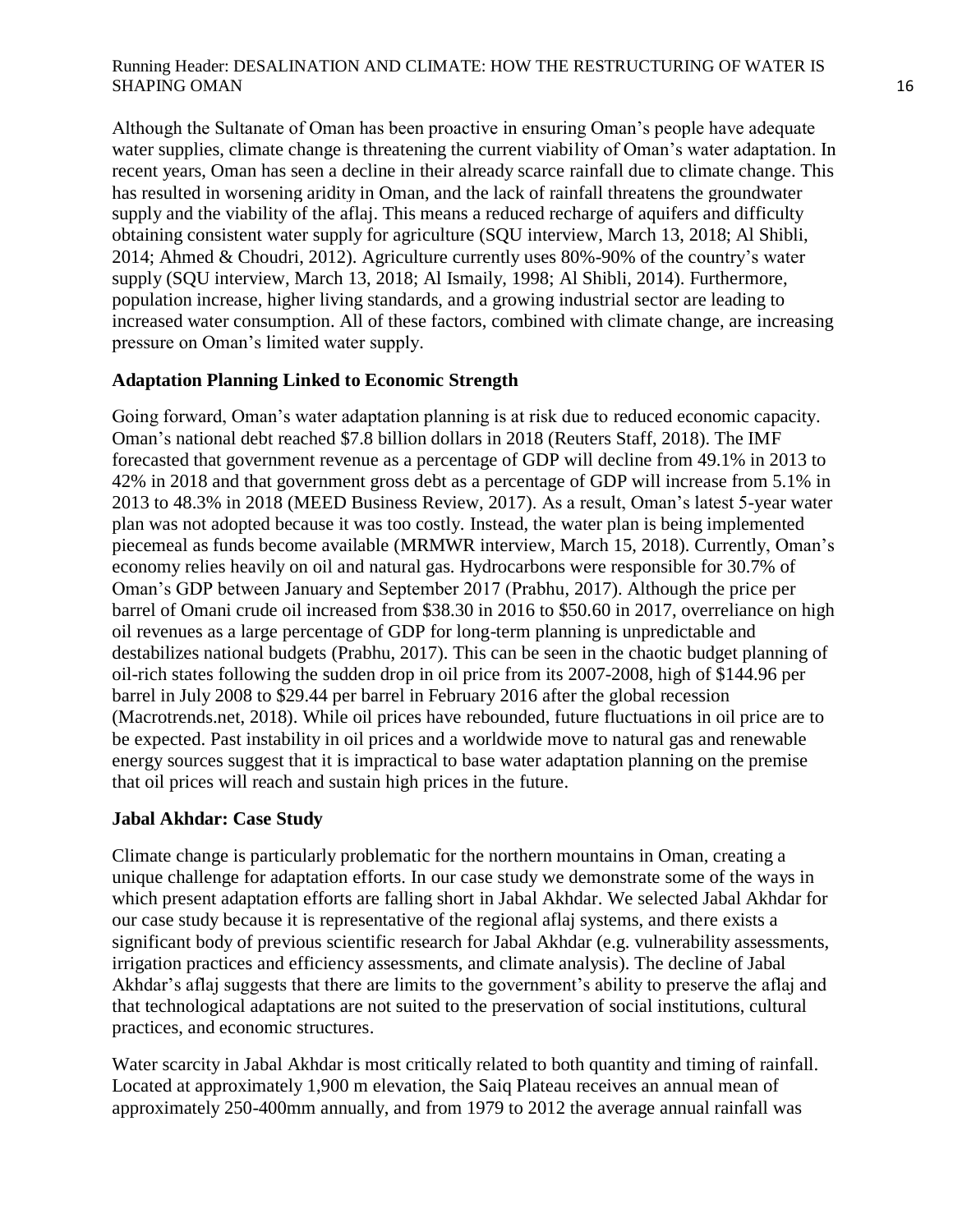Although the Sultanate of Oman has been proactive in ensuring Oman's people have adequate water supplies, climate change is threatening the current viability of Oman's water adaptation. In recent years, Oman has seen a decline in their already scarce rainfall due to climate change. This has resulted in worsening aridity in Oman, and the lack of rainfall threatens the groundwater supply and the viability of the aflaj. This means a reduced recharge of aquifers and difficulty obtaining consistent water supply for agriculture (SQU interview, March 13, 2018; Al Shibli, 2014; Ahmed & Choudri, 2012). Agriculture currently uses 80%-90% of the country's water supply (SQU interview, March 13, 2018; Al Ismaily, 1998; Al Shibli, 2014). Furthermore, population increase, higher living standards, and a growing industrial sector are leading to increased water consumption. All of these factors, combined with climate change, are increasing pressure on Oman's limited water supply.

## Adaptation Planning Linked to Economic Strength

Going forward, Oman's water adaptation planning is at risk due to reduced economic capacity. Oman's national debt reached $7.8 billion dollars in 2018 (Reuters Staff, 2018). The IMF forecasted that government revenue as a percentage of GDP will decline from 49.1% in 2013 to 42% in 2018 and that government gross debt as a percentage of GDP will increase from 5.1% in 2013 to 48.3% in 2018 (MEED Business Review, 2017). As a result, Oman's latest 5-year water plan was not adopted because it was too costly. Instead, the water plan is being implemented piecemeal as funds become available (MRMWR interview, March 15, 2018). Currently, Oman's economy relies heavily on oil and natural gas. Hydrocarbons were responsible for 30.7% of Oman's GDP between January and September 2017 (Prabhu, 2017). Although the price per barrel of Omani crude oil increased from $38.30 in 2016 to $50.60 in 2017, overreliance on high oil revenues as a large percentage of GDP for long-term planning is unpredictable and destabilizes national budgets (Prabhu, 2017). This can be seen in the chaotic budget planning of oil-rich states following the sudden drop in oil price from its 2007-2008, high of $144.96 per barrel in July 2008 to $29.44 per barrel in February 2016 after the global recession (Macrotrends.net, 2018). While oil prices have rebounded, future fluctuations in oil price are to be expected. Past instability in oil prices and a worldwide move to natural gas and renewable energy sources suggest that it is impractical to base water adaptation planning on the premise that oil prices will reach and sustain high prices in the future.

## Jabal Akhdar: Case Study

Climate change is particularly problematic for the northern mountains in Oman, creating a unique challenge for adaptation efforts. In our case study we demonstrate some of the ways in which present adaptation efforts are falling short in Jabal Akhdar. We selected Jabal Akhdar for our case study because it is representative of the regional aflaj systems, and there exists a significant body of previous scientific research for Jabal Akhdar (e.g. vulnerability assessments, irrigation practices and efficiency assessments, and climate analysis). The decline of Jabal Akhdar's aflaj suggests that there are limits to the government's ability to preserve the aflaj and that technological adaptations are not suited to the preservation of social institutions, cultural practices, and economic structures.

Water scarcity in Jabal Akhdar is most critically related to both quantity and timing of rainfall. Located at approximately 1,900 m elevation, the Saiq Plateau receives an annual mean of approximately 250-400mm annually, and from 1979 to 2012 the average annual rainfall was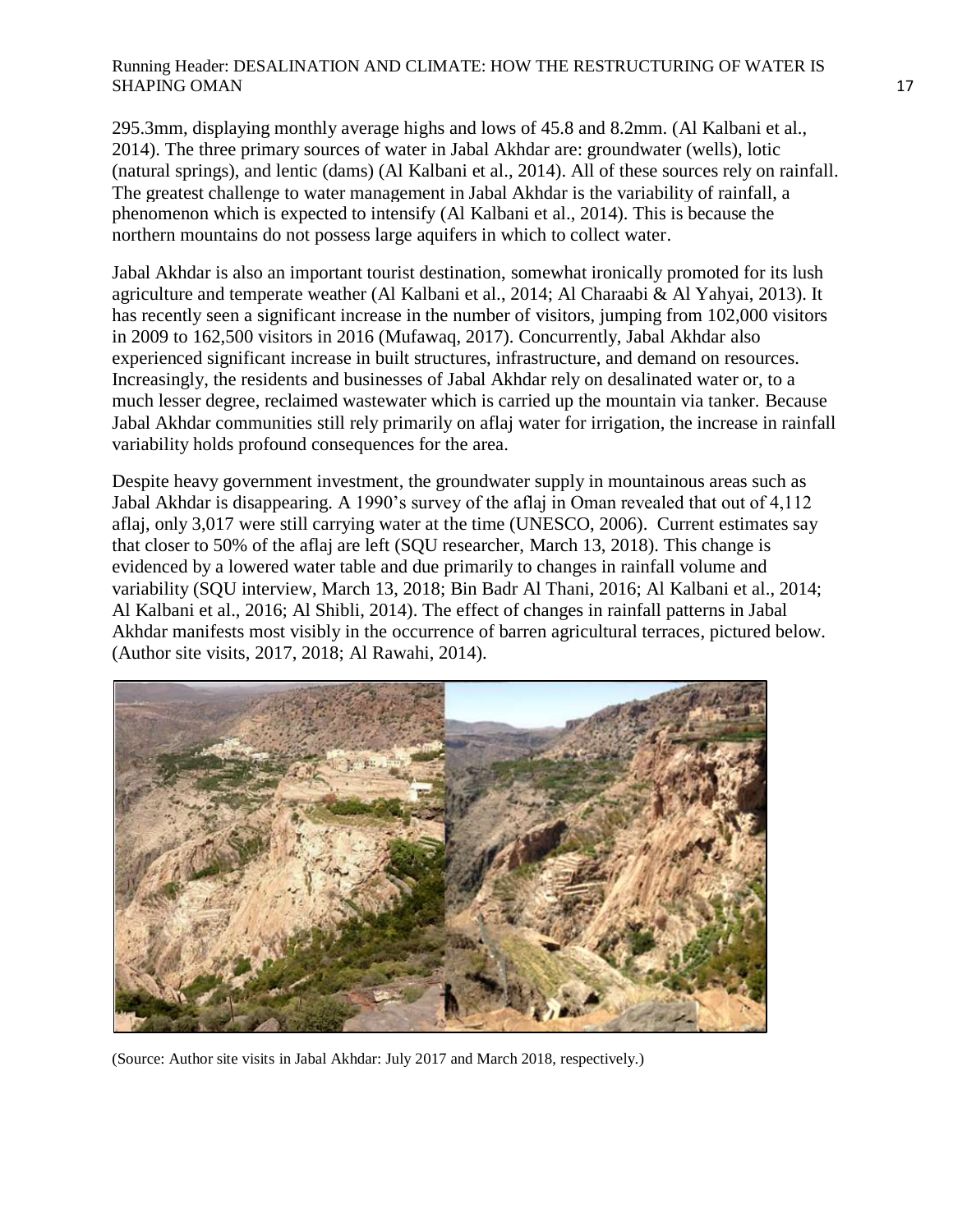295.3mm, displaying monthly average highs and lows of 45.8 and 8.2mm. (Al Kalbani et al., 2014). The three primary sources of water in Jabal Akhdar are: groundwater (wells), lotic (natural springs), and lentic (dams) (Al Kalbani et al., 2014). All of these sources rely on rainfall. The greatest challenge to water management in Jabal Akhdar is the variability of rainfall, a phenomenon which is expected to intensify (Al Kalbani et al., 2014). This is because the northern mountains do not possess large aquifers in which to collect water.

Jabal Akhdar is also an important tourist destination, somewhat ironically promoted for its lush agriculture and temperate weather (Al Kalbani et al., 2014; Al Charaabi & Al Yahyai, 2013). It has recently seen a significant increase in the number of visitors, jumping from 102,000 visitors in 2009 to 162,500 visitors in 2016 (Mufawaq, 2017). Concurrently, Jabal Akhdar also experienced significant increase in built structures, infrastructure, and demand on resources. Increasingly, the residents and businesses of Jabal Akhdar rely on desalinated water or, to a much lesser degree, reclaimed wastewater which is carried up the mountain via tanker. Because Jabal Akhdar communities still rely primarily on aflaj water for irrigation, the increase in rainfall variability holds profound consequences for the area.

Despite heavy government investment, the groundwater supply in mountainous areas such as Jabal Akhdar is disappearing. A 1990's survey of the aflaj in Oman revealed that out of 4,112 aflaj, only 3,017 were still carrying water at the time (UNESCO, 2006). Current estimates say that closer to 50% of the aflaj are left (SQU researcher, March 13, 2018). This change is evidenced by a lowered water table and due primarily to changes in rainfall volume and variability (SQU interview, March 13, 2018; Bin Badr Al Thani, 2016; Al Kalbani et al., 2014; Al Kalbani et al., 2016; Al Shibli, 2014). The effect of changes in rainfall patterns in Jabal Akhdar manifests most visibly in the occurrence of barren agricultural terraces, pictured below. (Author site visits, 2017, 2018; Al Rawahi, 2014).

(Source: Author site visits in Jabal Akhdar: July 2017 and March 2018, respectively.)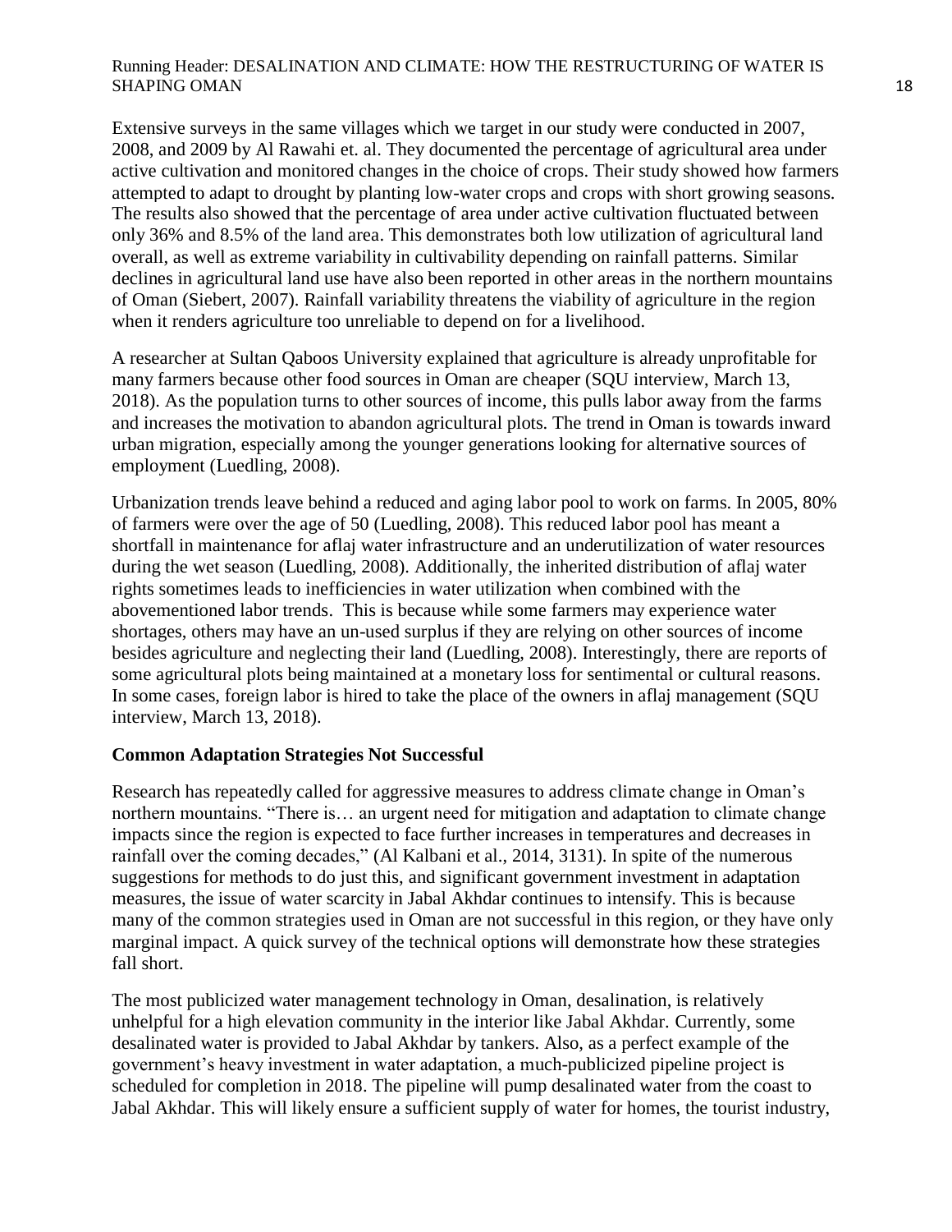Extensive surveys in the same villages which we target in our study were conducted in 2007, 2008, and 2009 by Al Rawahi et. al. They documented the percentage of agricultural area under active cultivation and monitored changes in the choice of crops. Their study showed how farmers attempted to adapt to drought by planting low-water crops and crops with short growing seasons. The results also showed that the percentage of area under active cultivation fluctuated between only 36% and 8.5% of the land area. This demonstrates both low utilization of agricultural land overall, as well as extreme variability in cultivability depending on rainfall patterns. Similar declines in agricultural land use have also been reported in other areas in the northern mountains of Oman (Siebert, 2007). Rainfall variability threatens the viability of agriculture in the region when it renders agriculture too unreliable to depend on for a livelihood.

A researcher at Sultan Qaboos University explained that agriculture is already unprofitable for many farmers because other food sources in Oman are cheaper (SQU interview, March 13, 2018). As the population turns to other sources of income, this pulls labor away from the farms and increases the motivation to abandon agricultural plots. The trend in Oman is towards inward urban migration, especially among the younger generations looking for alternative sources of employment (Luedling, 2008).

Urbanization trends leave behind a reduced and aging labor pool to work on farms. In 2005, 80% of farmers were over the age of 50 (Luedling, 2008). This reduced labor pool has meant a shortfall in maintenance for aflaj water infrastructure and an underutilization of water resources during the wet season (Luedling, 2008). Additionally, the inherited distribution of aflaj water rights sometimes leads to inefficiencies in water utilization when combined with the abovementioned labor trends. This is because while some farmers may experience water shortages, others may have an un-used surplus if they are relying on other sources of income besides agriculture and neglecting their land (Luedling, 2008). Interestingly, there are reports of some agricultural plots being maintained at a monetary loss for sentimental or cultural reasons. In some cases, foreign labor is hired to take the place of the owners in aflaj management (SQU interview, March 13, 2018).

**Common Adaptation Strategies Not Successful**

Research has repeatedly called for aggressive measures to address climate change in Oman's northern mountains. "There is… an urgent need for mitigation and adaptation to climate change impacts since the region is expected to face further increases in temperatures and decreases in rainfall over the coming decades," (Al Kalbani et al., 2014, 3131). In spite of the numerous suggestions for methods to do just this, and significant government investment in adaptation measures, the issue of water scarcity in Jabal Akhdar continues to intensify. This is because many of the common strategies used in Oman are not successful in this region, or they have only marginal impact. A quick survey of the technical options will demonstrate how these strategies fall short.

The most publicized water management technology in Oman, desalination, is relatively unhelpful for a high elevation community in the interior like Jabal Akhdar. Currently, some desalinated water is provided to Jabal Akhdar by tankers. Also, as a perfect example of the government's heavy investment in water adaptation, a much-publicized pipeline project is scheduled for completion in 2018. The pipeline will pump desalinated water from the coast to Jabal Akhdar. This will likely ensure a sufficient supply of water for homes, the tourist industry,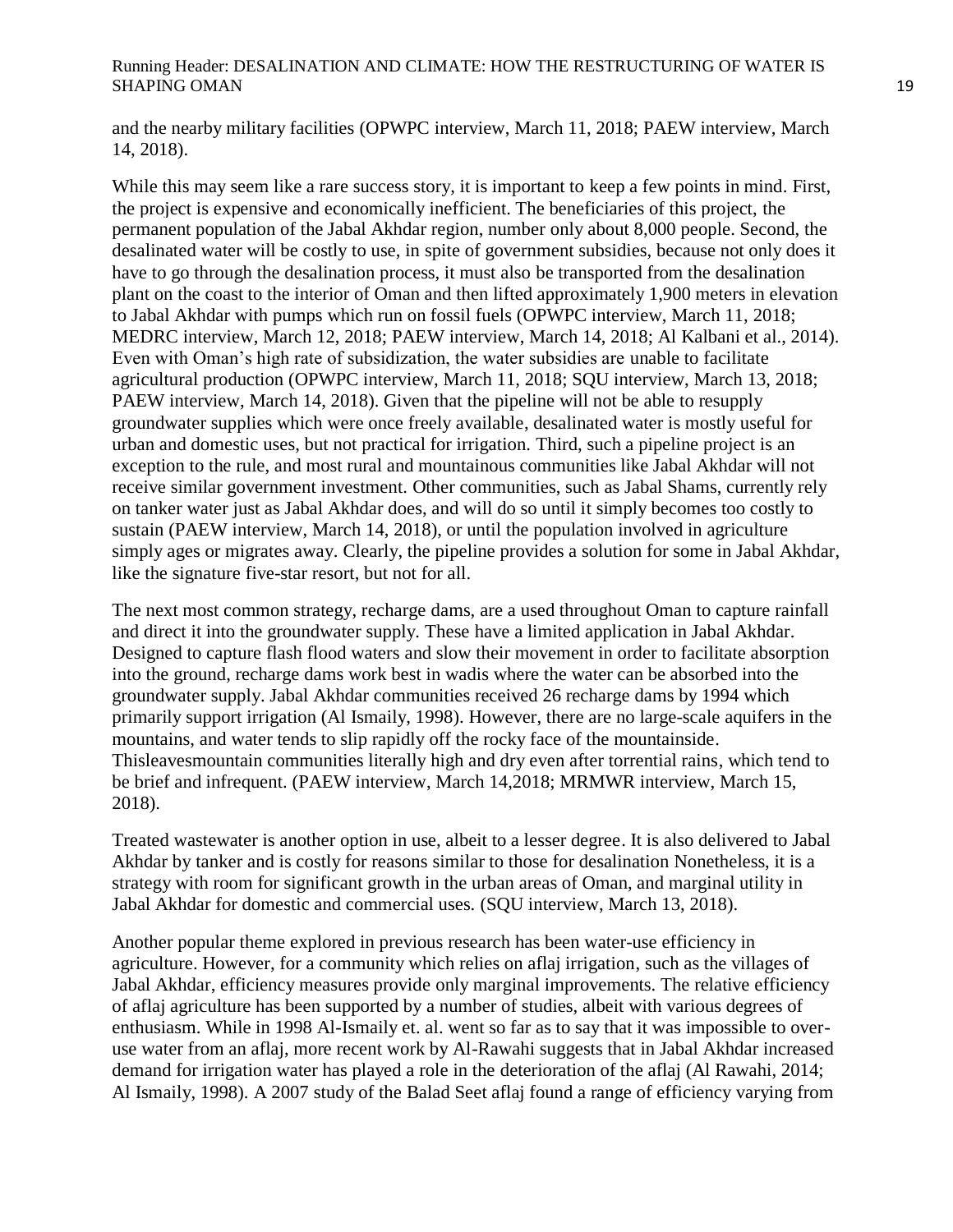and the nearby military facilities (OPWPC interview, March 11, 2018; PAEW interview, March 14, 2018).

While this may seem like a rare success story, it is important to keep a few points in mind. First, the project is expensive and economically inefficient. The beneficiaries of this project, the permanent population of the Jabal Akhdar region, number only about 8,000 people. Second, the desalinated water will be costly to use, in spite of government subsidies, because not only does it have to go through the desalination process, it must also be transported from the desalination plant on the coast to the interior of Oman and then lifted approximately 1,900 meters in elevation to Jabal Akhdar with pumps which run on fossil fuels (OPWPC interview, March 11, 2018; MEDRC interview, March 12, 2018; PAEW interview, March 14, 2018; Al Kalbani et al., 2014). Even with Oman's high rate of subsidization, the water subsidies are unable to facilitate agricultural production (OPWPC interview, March 11, 2018; SQU interview, March 13, 2018; PAEW interview, March 14, 2018). Given that the pipeline will not be able to resupply groundwater supplies which were once freely available, desalinated water is mostly useful for urban and domestic uses, but not practical for irrigation. Third, such a pipeline project is an exception to the rule, and most rural and mountainous communities like Jabal Akhdar will not receive similar government investment. Other communities, such as Jabal Shams, currently rely on tanker water just as Jabal Akhdar does, and will do so until it simply becomes too costly to sustain (PAEW interview, March 14, 2018), or until the population involved in agriculture simply ages or migrates away. Clearly, the pipeline provides a solution for some in Jabal Akhdar, like the signature five-star resort, but not for all.

The next most common strategy, recharge dams, are a used throughout Oman to capture rainfall and direct it into the groundwater supply. These have a limited application in Jabal Akhdar. Designed to capture flash flood waters and slow their movement in order to facilitate absorption into the ground, recharge dams work best in wadis where the water can be absorbed into the groundwater supply. Jabal Akhdar communities received 26 recharge dams by 1994 which primarily support irrigation (Al Ismaily, 1998). However, there are no large-scale aquifers in the mountains, and water tends to slip rapidly off the rocky face of the mountainside. Thisleavesmountain communities literally high and dry even after torrential rains, which tend to be brief and infrequent. (PAEW interview, March 14,2018; MRMWR interview, March 15, 2018).

Treated wastewater is another option in use, albeit to a lesser degree. It is also delivered to Jabal Akhdar by tanker and is costly for reasons similar to those for desalination Nonetheless, it is a strategy with room for significant growth in the urban areas of Oman, and marginal utility in Jabal Akhdar for domestic and commercial uses. (SQU interview, March 13, 2018).

Another popular theme explored in previous research has been water-use efficiency in agriculture. However, for a community which relies on aflaj irrigation, such as the villages of Jabal Akhdar, efficiency measures provide only marginal improvements. The relative efficiency of aflaj agriculture has been supported by a number of studies, albeit with various degrees of enthusiasm. While in 1998 Al-Ismaily et. al. went so far as to say that it was impossible to over-use water from an aflaj, more recent work by Al-Rawahi suggests that in Jabal Akhdar increased demand for irrigation water has played a role in the deterioration of the aflaj (Al Rawahi, 2014; Al Ismaily, 1998). A 2007 study of the Balad Seet aflaj found a range of efficiency varying from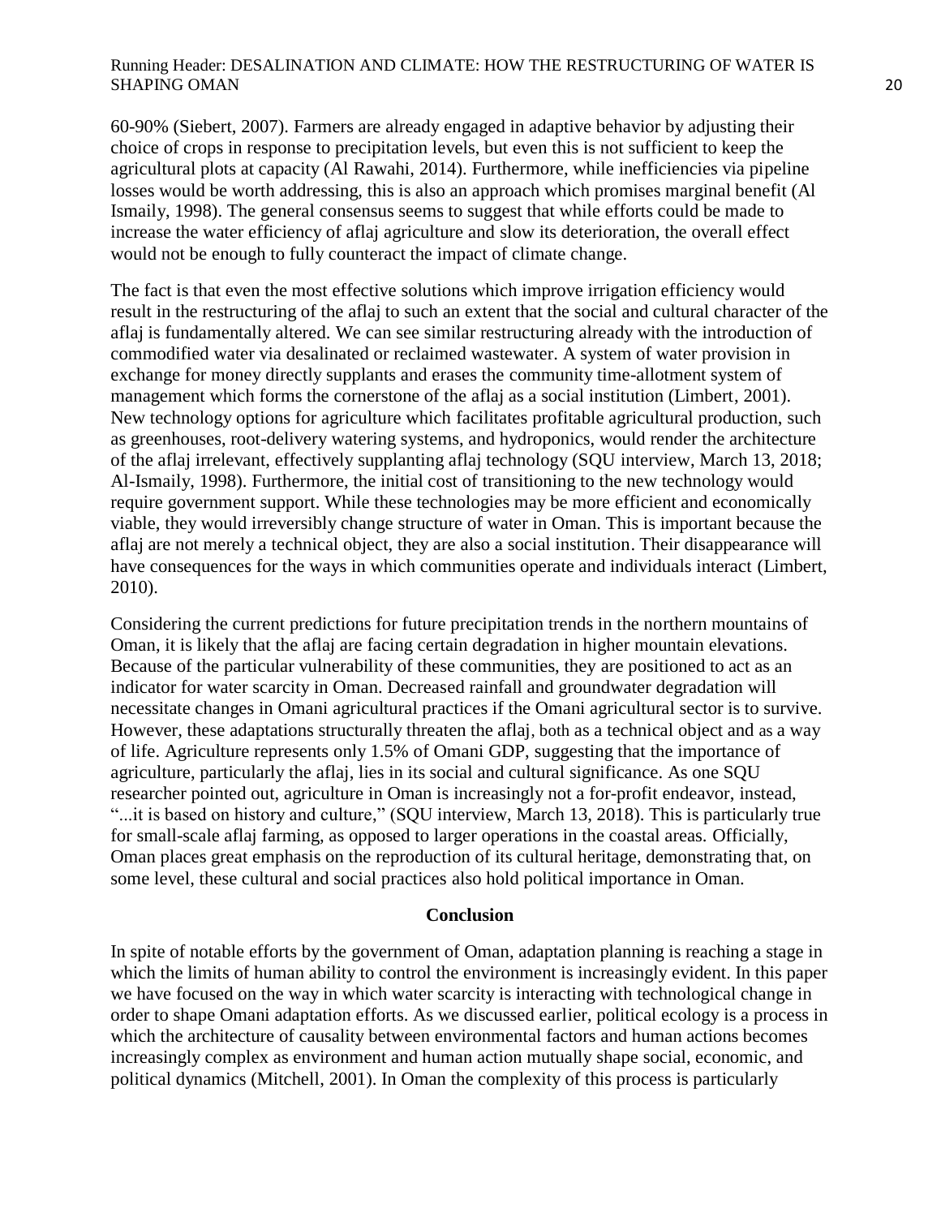60-90% (Siebert, 2007). Farmers are already engaged in adaptive behavior by adjusting their choice of crops in response to precipitation levels, but even this is not sufficient to keep the agricultural plots at capacity (Al Rawahi, 2014). Furthermore, while inefficiencies via pipeline losses would be worth addressing, this is also an approach which promises marginal benefit (Al Ismaily, 1998). The general consensus seems to suggest that while efforts could be made to increase the water efficiency of aflaj agriculture and slow its deterioration, the overall effect would not be enough to fully counteract the impact of climate change.

The fact is that even the most effective solutions which improve irrigation efficiency would result in the restructuring of the aflaj to such an extent that the social and cultural character of the aflaj is fundamentally altered. We can see similar restructuring already with the introduction of commodified water via desalinated or reclaimed wastewater. A system of water provision in exchange for money directly supplants and erases the community time-allotment system of management which forms the cornerstone of the aflaj as a social institution (Limbert, 2001). New technology options for agriculture which facilitates profitable agricultural production, such as greenhouses, root-delivery watering systems, and hydroponics, would render the architecture of the aflaj irrelevant, effectively supplanting aflaj technology (SQU interview, March 13, 2018; Al-Ismaily, 1998). Furthermore, the initial cost of transitioning to the new technology would require government support. While these technologies may be more efficient and economically viable, they would irreversibly change structure of water in Oman. This is important because the aflaj are not merely a technical object, they are also a social institution. Their disappearance will have consequences for the ways in which communities operate and individuals interact (Limbert, 2010).

Considering the current predictions for future precipitation trends in the northern mountains of Oman, it is likely that the aflaj are facing certain degradation in higher mountain elevations. Because of the particular vulnerability of these communities, they are positioned to act as an indicator for water scarcity in Oman. Decreased rainfall and groundwater degradation will necessitate changes in Omani agricultural practices if the Omani agricultural sector is to survive. However, these adaptations structurally threaten the aflaj, both as a technical object and as a way of life. Agriculture represents only 1.5% of Omani GDP, suggesting that the importance of agriculture, particularly the aflaj, lies in its social and cultural significance. As one SQU researcher pointed out, agriculture in Oman is increasingly not a for-profit endeavor, instead, "...it is based on history and culture," (SQU interview, March 13, 2018). This is particularly true for small-scale aflaj farming, as opposed to larger operations in the coastal areas. Officially, Oman places great emphasis on the reproduction of its cultural heritage, demonstrating that, on some level, these cultural and social practices also hold political importance in Oman.

## Conclusion

In spite of notable efforts by the government of Oman, adaptation planning is reaching a stage in which the limits of human ability to control the environment is increasingly evident. In this paper we have focused on the way in which water scarcity is interacting with technological change in order to shape Omani adaptation efforts. As we discussed earlier, political ecology is a process in which the architecture of causality between environmental factors and human actions becomes increasingly complex as environment and human action mutually shape social, economic, and political dynamics (Mitchell, 2001). In Oman the complexity of this process is particularly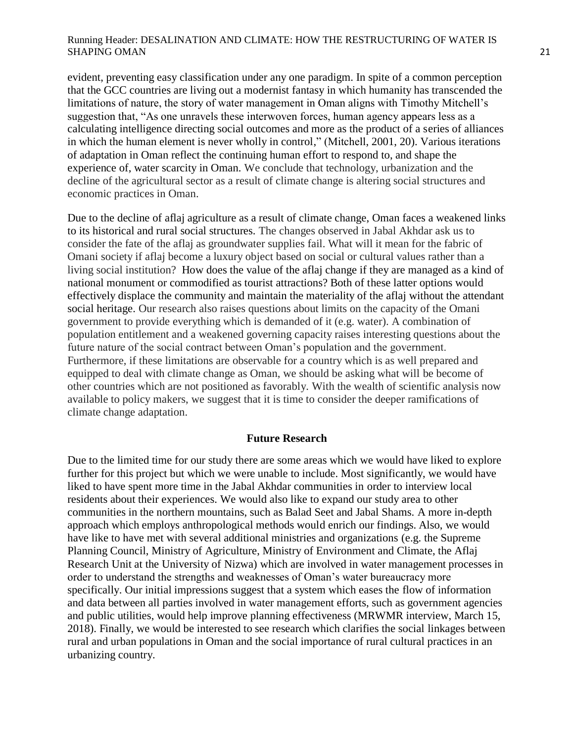evident, preventing easy classification under any one paradigm. In spite of a common perception that the GCC countries are living out a modernist fantasy in which humanity has transcended the limitations of nature, the story of water management in Oman aligns with Timothy Mitchell's suggestion that, "As one unravels these interwoven forces, human agency appears less as a calculating intelligence directing social outcomes and more as the product of a series of alliances in which the human element is never wholly in control," (Mitchell, 2001, 20). Various iterations of adaptation in Oman reflect the continuing human effort to respond to, and shape the experience of, water scarcity in Oman. We conclude that technology, urbanization and the decline of the agricultural sector as a result of climate change is altering social structures and economic practices in Oman.

Due to the decline of aflaj agriculture as a result of climate change, Oman faces a weakened links to its historical and rural social structures. The changes observed in Jabal Akhdar ask us to consider the fate of the aflaj as groundwater supplies fail. What will it mean for the fabric of Omani society if aflaj become a luxury object based on social or cultural values rather than a living social institution? How does the value of the aflaj change if they are managed as a kind of national monument or commodified as tourist attractions? Both of these latter options would effectively displace the community and maintain the materiality of the aflaj without the attendant social heritage. Our research also raises questions about limits on the capacity of the Omani government to provide everything which is demanded of it (e.g. water). A combination of population entitlement and a weakened governing capacity raises interesting questions about the future nature of the social contract between Oman's population and the government. Furthermore, if these limitations are observable for a country which is as well prepared and equipped to deal with climate change as Oman, we should be asking what will be become of other countries which are not positioned as favorably. With the wealth of scientific analysis now available to policy makers, we suggest that it is time to consider the deeper ramifications of climate change adaptation.

## Future Research

Due to the limited time for our study there are some areas which we would have liked to explore further for this project but which we were unable to include. Most significantly, we would have liked to have spent more time in the Jabal Akhdar communities in order to interview local residents about their experiences. We would also like to expand our study area to other communities in the northern mountains, such as Balad Seet and Jabal Shams. A more in-depth approach which employs anthropological methods would enrich our findings. Also, we would have like to have met with several additional ministries and organizations (e.g. the Supreme Planning Council, Ministry of Agriculture, Ministry of Environment and Climate, the Aflaj Research Unit at the University of Nizwa) which are involved in water management processes in order to understand the strengths and weaknesses of Oman's water bureaucracy more specifically. Our initial impressions suggest that a system which eases the flow of information and data between all parties involved in water management efforts, such as government agencies and public utilities, would help improve planning effectiveness (MRWMR interview, March 15, 2018). Finally, we would be interested to see research which clarifies the social linkages between rural and urban populations in Oman and the social importance of rural cultural practices in an urbanizing country.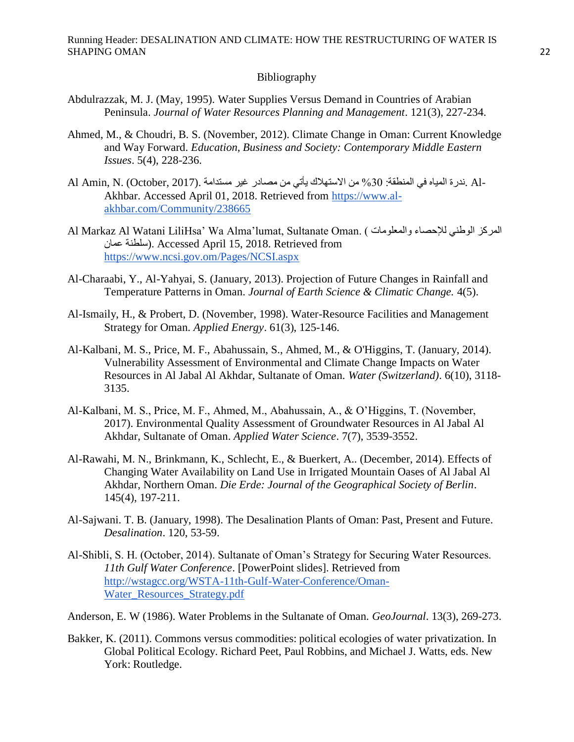# Bibliography

Abdulrazzak, M. J. (May, 1995). Water Supplies Versus Demand in Countries of Arabian Peninsula. *Journal of Water Resources Planning and Management*. 121(3), 227-234.

Ahmed, M., & Choudri, B. S. (November, 2012). Climate Change in Oman: Current Knowledge and Way Forward. *Education, Business and Society: Contemporary Middle Eastern Issues*. 5(4), 228-236.

Al Amin, N. (October, 2017). ندرة المياه في المنطقة: 30% من الاستهلاك يأتي من مصادر غير مستدامة. Al-Akhbar. Accessed April 01, 2018. Retrieved from https://www.al-akhbar.com/Community/238665

Al Markaz Al Watani LiliHsa' Wa Alma'lumat, Sultanate Oman. (المركز الوطني للإحصاء والمعلومات سلطنة عمان). Accessed April 15, 2018. Retrieved from https://www.ncsi.gov.om/Pages/NCSI.aspx

Al-Charaabi, Y., Al-Yahyai, S. (January, 2013). Projection of Future Changes in Rainfall and Temperature Patterns in Oman. *Journal of Earth Science & Climatic Change.* 4(5).

Al-Ismaily, H., & Probert, D. (November, 1998). Water-Resource Facilities and Management Strategy for Oman. *Applied Energy*. 61(3), 125-146.

Al-Kalbani, M. S., Price, M. F., Abahussain, S., Ahmed, M., & O'Higgins, T. (January, 2014). Vulnerability Assessment of Environmental and Climate Change Impacts on Water Resources in Al Jabal Al Akhdar, Sultanate of Oman. *Water (Switzerland)*. 6(10), 3118-3135.

Al-Kalbani, M. S., Price, M. F., Ahmed, M., Abahussain, A., & O'Higgins, T. (November, 2017). Environmental Quality Assessment of Groundwater Resources in Al Jabal Al Akhdar, Sultanate of Oman. *Applied Water Science*. 7(7), 3539-3552.

Al-Rawahi, M. N., Brinkmann, K., Schlecht, E., & Buerkert, A.. (December, 2014). Effects of Changing Water Availability on Land Use in Irrigated Mountain Oases of Al Jabal Al Akhdar, Northern Oman. *Die Erde: Journal of the Geographical Society of Berlin*. 145(4), 197-211.

Al-Sajwani. T. B. (January, 1998). The Desalination Plants of Oman: Past, Present and Future. *Desalination*. 120, 53-59.

Al-Shibli, S. H. (October, 2014). Sultanate of Oman's Strategy for Securing Water Resources. *11th Gulf Water Conference*. [PowerPoint slides]. Retrieved from http://wstagcc.org/WSTA-11th-Gulf-Water-Conference/Oman-Water_Resources_Strategy.pdf

Anderson, E. W (1986). Water Problems in the Sultanate of Oman. *GeoJournal*. 13(3), 269-273.

Bakker, K. (2011). Commons versus commodities: political ecologies of water privatization. In Global Political Ecology. Richard Peet, Paul Robbins, and Michael J. Watts, eds. New York: Routledge.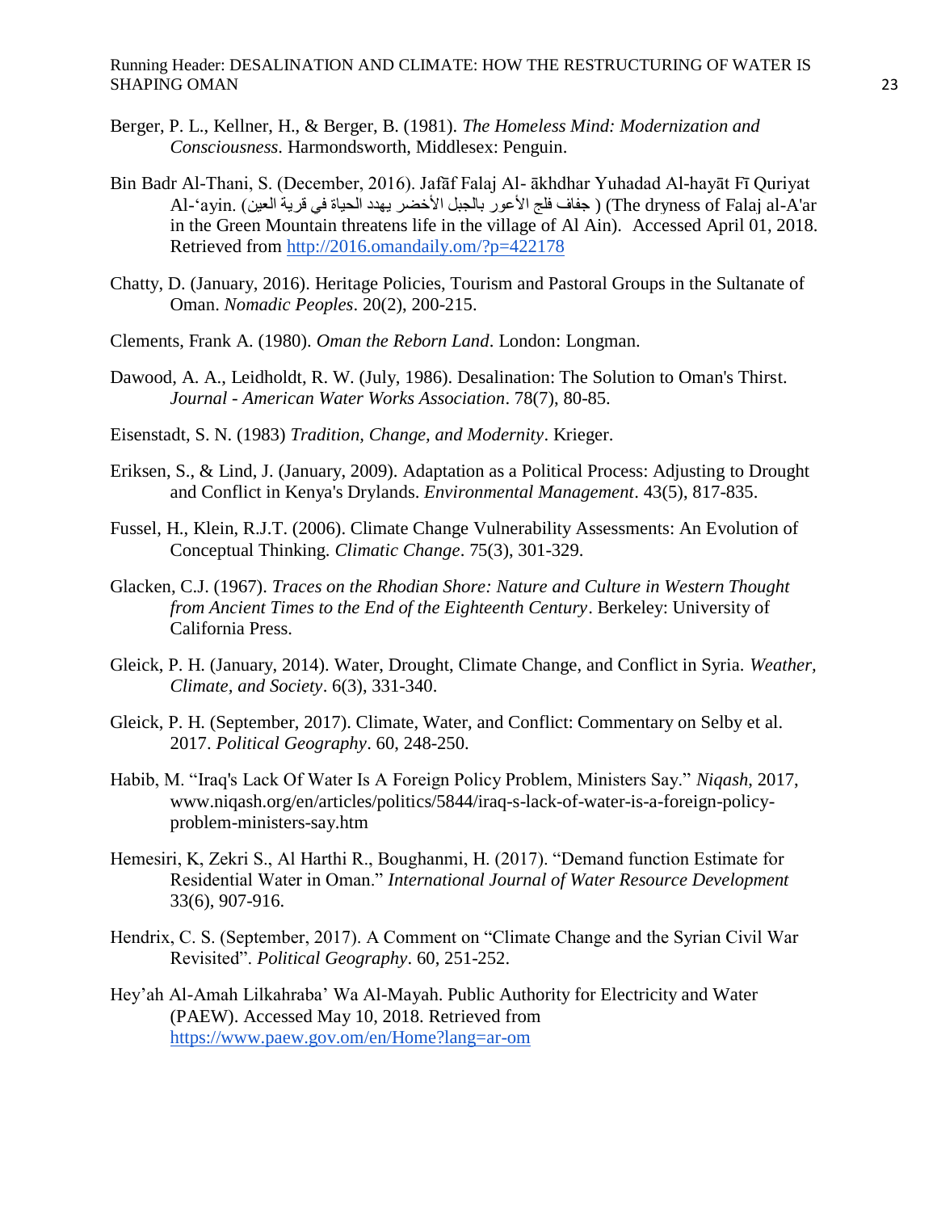Berger, P. L., Kellner, H., & Berger, B. (1981). *The Homeless Mind: Modernization and Consciousness*. Harmondsworth, Middlesex: Penguin.

Bin Badr Al-Thani, S. (December, 2016). Jafãf Falaj Al- ākhdhar Yuhadad Al-hayāt Fī Quriyat Al-‘ayin. (جفاف فلج الأعور بالجبل الأخضر يهدد الحياة في قرية العين ) (The dryness of Falaj al-A'ar in the Green Mountain threatens life in the village of Al Ain). Accessed April 01, 2018. Retrieved from http://2016.omandaily.om/?p=422178

Chatty, D. (January, 2016). Heritage Policies, Tourism and Pastoral Groups in the Sultanate of Oman. *Nomadic Peoples*. 20(2), 200-215.

Clements, Frank A. (1980). *Oman the Reborn Land*. London: Longman.

Dawood, A. A., Leidholdt, R. W. (July, 1986). Desalination: The Solution to Oman's Thirst. *Journal - American Water Works Association*. 78(7), 80-85.

Eisenstadt, S. N. (1983) *Tradition, Change, and Modernity*. Krieger.

Eriksen, S., & Lind, J. (January, 2009). Adaptation as a Political Process: Adjusting to Drought and Conflict in Kenya's Drylands. *Environmental Management*. 43(5), 817-835.

Fussel, H., Klein, R.J.T. (2006). Climate Change Vulnerability Assessments: An Evolution of Conceptual Thinking. *Climatic Change*. 75(3), 301-329.

Glacken, C.J. (1967). *Traces on the Rhodian Shore: Nature and Culture in Western Thought from Ancient Times to the End of the Eighteenth Century*. Berkeley: University of California Press.

Gleick, P. H. (January, 2014). Water, Drought, Climate Change, and Conflict in Syria. *Weather, Climate, and Society*. 6(3), 331-340.

Gleick, P. H. (September, 2017). Climate, Water, and Conflict: Commentary on Selby et al. 2017. *Political Geography*. 60, 248-250.

Habib, M. “Iraq's Lack Of Water Is A Foreign Policy Problem, Ministers Say.” *Niqash*, 2017, www.niqash.org/en/articles/politics/5844/iraq-s-lack-of-water-is-a-foreign-policy-problem-ministers-say.htm

Hemesiri, K, Zekri S., Al Harthi R., Boughanmi, H. (2017). “Demand function Estimate for Residential Water in Oman.” *International Journal of Water Resource Development* 33(6), 907-916.

Hendrix, C. S. (September, 2017). A Comment on “Climate Change and the Syrian Civil War Revisited”. *Political Geography*. 60, 251-252.

Hey’ah Al-Amah Lilkahraba’ Wa Al-Mayah. Public Authority for Electricity and Water (PAEW). Accessed May 10, 2018. Retrieved from https://www.paew.gov.om/en/Home?lang=ar-om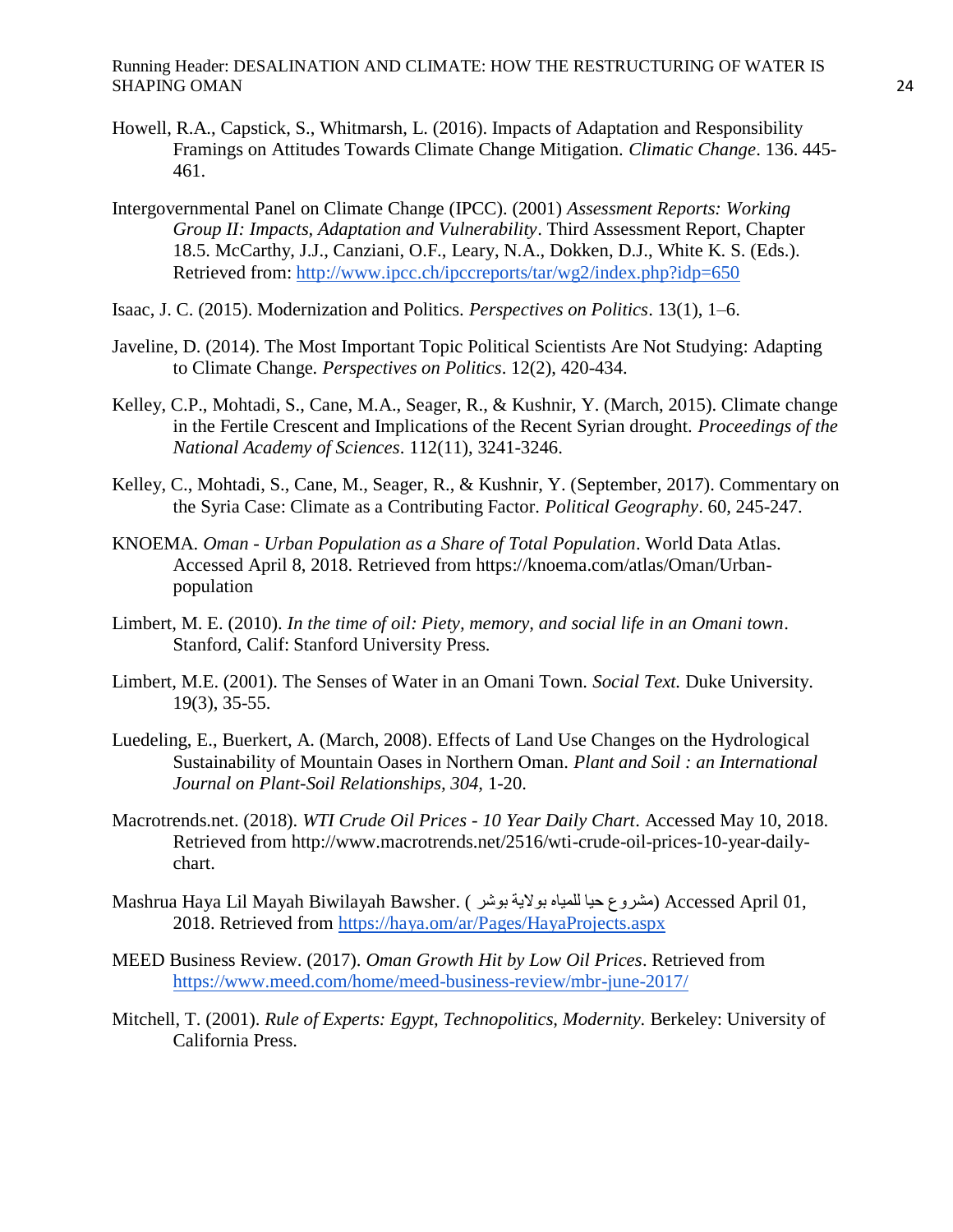Howell, R.A., Capstick, S., Whitmarsh, L. (2016). Impacts of Adaptation and Responsibility Framings on Attitudes Towards Climate Change Mitigation. *Climatic Change*. 136. 445-461.

Intergovernmental Panel on Climate Change (IPCC). (2001) *Assessment Reports: Working Group II: Impacts, Adaptation and Vulnerability*. Third Assessment Report, Chapter 18.5. McCarthy, J.J., Canziani, O.F., Leary, N.A., Dokken, D.J., White K. S. (Eds.). Retrieved from: http://www.ipcc.ch/ipccreports/tar/wg2/index.php?idp=650

Isaac, J. C. (2015). Modernization and Politics. *Perspectives on Politics*. 13(1), 1–6.

Javeline, D. (2014). The Most Important Topic Political Scientists Are Not Studying: Adapting to Climate Change. *Perspectives on Politics*. 12(2), 420-434.

Kelley, C.P., Mohtadi, S., Cane, M.A., Seager, R., & Kushnir, Y. (March, 2015). Climate change in the Fertile Crescent and Implications of the Recent Syrian drought. *Proceedings of the National Academy of Sciences*. 112(11), 3241-3246.

Kelley, C., Mohtadi, S., Cane, M., Seager, R., & Kushnir, Y. (September, 2017). Commentary on the Syria Case: Climate as a Contributing Factor. *Political Geography*. 60, 245-247.

KNOEMA. *Oman - Urban Population as a Share of Total Population*. World Data Atlas. Accessed April 8, 2018. Retrieved from https://knoema.com/atlas/Oman/Urban-population

Limbert, M. E. (2010). *In the time of oil: Piety, memory, and social life in an Omani town*. Stanford, Calif: Stanford University Press.

Limbert, M.E. (2001). The Senses of Water in an Omani Town. *Social Text.* Duke University. 19(3), 35-55.

Luedeling, E., Buerkert, A. (March, 2008). Effects of Land Use Changes on the Hydrological Sustainability of Mountain Oases in Northern Oman. *Plant and Soil : an International Journal on Plant-Soil Relationships, 304*, 1-20.

Macrotrends.net. (2018). *WTI Crude Oil Prices - 10 Year Daily Chart*. Accessed May 10, 2018. Retrieved from http://www.macrotrends.net/2516/wti-crude-oil-prices-10-year-daily-chart.

Mashrua Haya Lil Mayah Biwilayah Bawsher. (مشروع حيا للمياه بولاية بوشر) Accessed April 01, 2018. Retrieved from https://haya.om/ar/Pages/HayaProjects.aspx

MEED Business Review. (2017). *Oman Growth Hit by Low Oil Prices*. Retrieved from https://www.meed.com/home/meed-business-review/mbr-june-2017/

Mitchell, T. (2001). *Rule of Experts: Egypt, Technopolitics, Modernity.* Berkeley: University of California Press.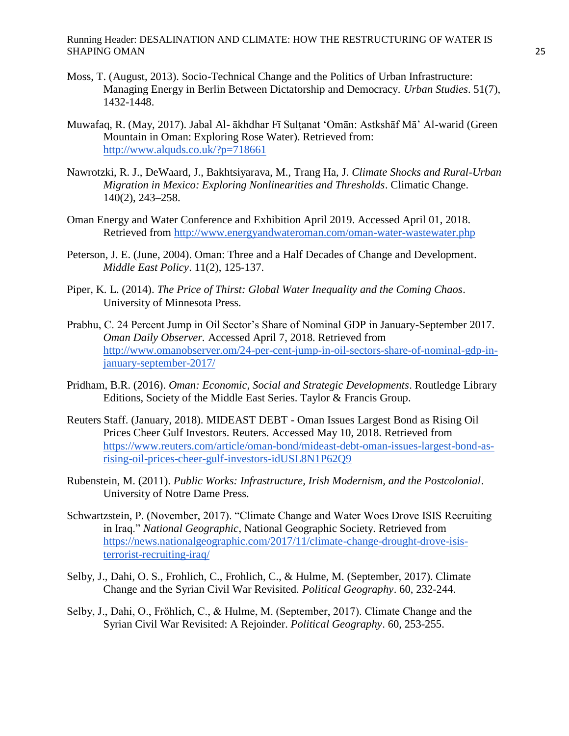Moss, T. (August, 2013). Socio-Technical Change and the Politics of Urban Infrastructure: Managing Energy in Berlin Between Dictatorship and Democracy. *Urban Studies*. 51(7), 1432-1448.

Muwafaq, R. (May, 2017). Jabal Al- ākhdhar Fī Sulṭanat 'Omān: Astkshāf Mā' Al-warid (Green Mountain in Oman: Exploring Rose Water). Retrieved from: http://www.alquds.co.uk/?p=718661

Nawrotzki, R. J., DeWaard, J., Bakhtsiyarava, M., Trang Ha, J. *Climate Shocks and Rural-Urban Migration in Mexico: Exploring Nonlinearities and Thresholds*. Climatic Change. 140(2), 243–258.

Oman Energy and Water Conference and Exhibition April 2019. Accessed April 01, 2018. Retrieved from http://www.energyandwateroman.com/oman-water-wastewater.php

Peterson, J. E. (June, 2004). Oman: Three and a Half Decades of Change and Development. *Middle East Policy*. 11(2), 125-137.

Piper, K. L. (2014). *The Price of Thirst: Global Water Inequality and the Coming Chaos*. University of Minnesota Press.

Prabhu, C. 24 Percent Jump in Oil Sector's Share of Nominal GDP in January-September 2017. *Oman Daily Observer.* Accessed April 7, 2018. Retrieved from http://www.omanobserver.om/24-per-cent-jump-in-oil-sectors-share-of-nominal-gdp-in-january-september-2017/

Pridham, B.R. (2016). *Oman: Economic, Social and Strategic Developments*. Routledge Library Editions, Society of the Middle East Series. Taylor & Francis Group.

Reuters Staff. (January, 2018). MIDEAST DEBT - Oman Issues Largest Bond as Rising Oil Prices Cheer Gulf Investors. Reuters. Accessed May 10, 2018. Retrieved from https://www.reuters.com/article/oman-bond/mideast-debt-oman-issues-largest-bond-as-rising-oil-prices-cheer-gulf-investors-idUSL8N1P62Q9

Rubenstein, M. (2011). *Public Works: Infrastructure, Irish Modernism, and the Postcolonial*. University of Notre Dame Press.

Schwartzstein, P. (November, 2017). "Climate Change and Water Woes Drove ISIS Recruiting in Iraq." *National Geographic*, National Geographic Society. Retrieved from https://news.nationalgeographic.com/2017/11/climate-change-drought-drove-isis-terrorist-recruiting-iraq/

Selby, J., Dahi, O. S., Frohlich, C., Frohlich, C., & Hulme, M. (September, 2017). Climate Change and the Syrian Civil War Revisited. *Political Geography*. 60, 232-244.

Selby, J., Dahi, O., Fröhlich, C., & Hulme, M. (September, 2017). Climate Change and the Syrian Civil War Revisited: A Rejoinder. *Political Geography*. 60, 253-255.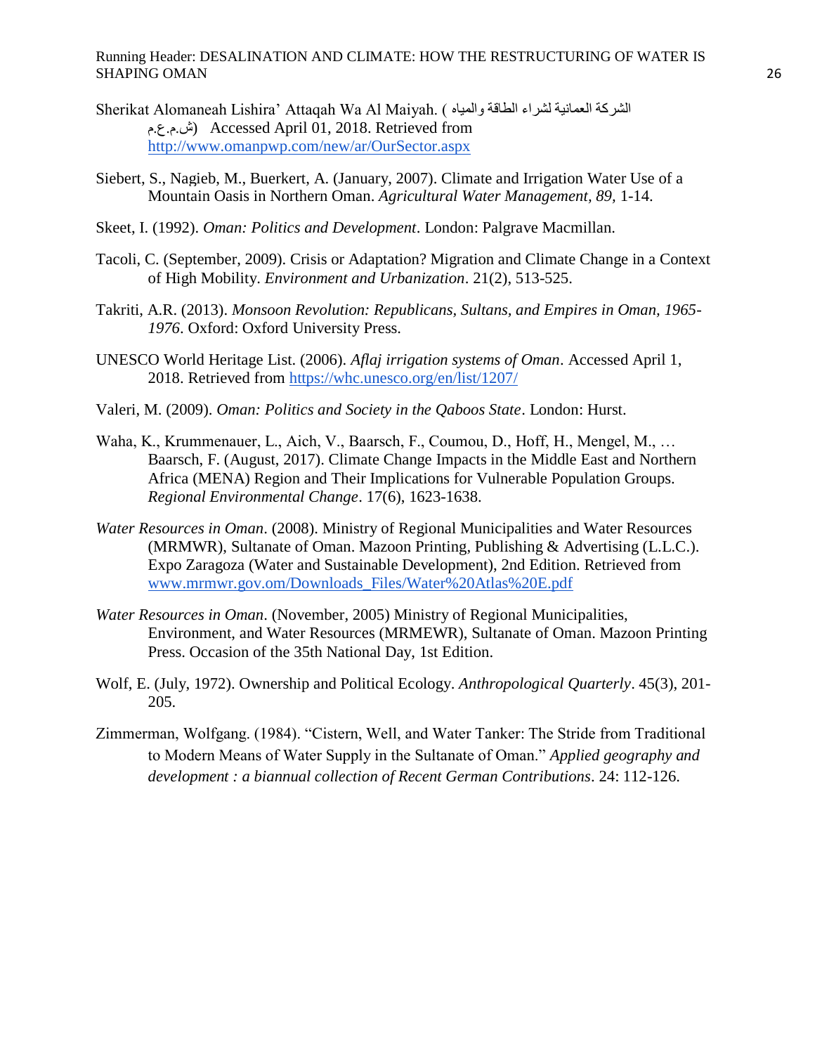Sherikat Alomaneah Lishira' Attaqah Wa Al Maiyah. ( الشركة العمانية لشراء الطاقة والمياه (ش.م.ع.م) Accessed April 01, 2018. Retrieved from http://www.omanpwp.com/new/ar/OurSector.aspx

Siebert, S., Nagieb, M., Buerkert, A. (January, 2007). Climate and Irrigation Water Use of a Mountain Oasis in Northern Oman. *Agricultural Water Management, 89,* 1-14.

Skeet, I. (1992). *Oman: Politics and Development*. London: Palgrave Macmillan.

Tacoli, C. (September, 2009). Crisis or Adaptation? Migration and Climate Change in a Context of High Mobility. *Environment and Urbanization*. 21(2), 513-525.

Takriti, A.R. (2013). *Monsoon Revolution: Republicans, Sultans, and Empires in Oman, 1965-1976*. Oxford: Oxford University Press.

UNESCO World Heritage List. (2006). *Aflaj irrigation systems of Oman*. Accessed April 1, 2018. Retrieved from https://whc.unesco.org/en/list/1207/

Valeri, M. (2009). *Oman: Politics and Society in the Qaboos State*. London: Hurst.

Waha, K., Krummenauer, L., Aich, V., Baarsch, F., Coumou, D., Hoff, H., Mengel, M., … Baarsch, F. (August, 2017). Climate Change Impacts in the Middle East and Northern Africa (MENA) Region and Their Implications for Vulnerable Population Groups. *Regional Environmental Change*. 17(6), 1623-1638.

*Water Resources in Oman*. (2008). Ministry of Regional Municipalities and Water Resources (MRMWR), Sultanate of Oman. Mazoon Printing, Publishing & Advertising (L.L.C.). Expo Zaragoza (Water and Sustainable Development), 2nd Edition. Retrieved from www.mrmwr.gov.om/Downloads_Files/Water%20Atlas%20E.pdf

*Water Resources in Oman*. (November, 2005) Ministry of Regional Municipalities, Environment, and Water Resources (MRMEWR), Sultanate of Oman. Mazoon Printing Press. Occasion of the 35th National Day, 1st Edition.

Wolf, E. (July, 1972). Ownership and Political Ecology. *Anthropological Quarterly*. 45(3), 201-205.

Zimmerman, Wolfgang. (1984). "Cistern, Well, and Water Tanker: The Stride from Traditional to Modern Means of Water Supply in the Sultanate of Oman." *Applied geography and development : a biannual collection of Recent German Contributions*. 24: 112-126.